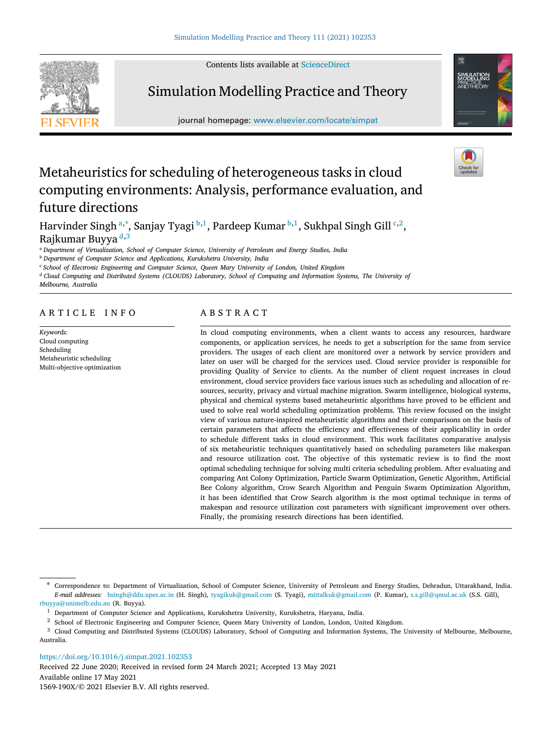Contents lists available at ScienceDirect

# Simulation Modelling Practice and Theory

journal homepage: www.elsevier.com/locate/simpat

# Metaheuristics for scheduling of heterogeneous tasks in cloud computing environments: Analysis, performance evaluation, and future directions

Harvinder Singh [a,*], Sanjay Tyagi [b,1], Pardeep Kumar [b,1], Sukhpal Singh Gill [c,2], Rajkumar Buyya [d,3]

[a] *Department of Virtualization, School of Computer Science, University of Petroleum and Energy Studies, India*
[b] *Department of Computer Science and Applications, Kurukshetra University, India*
[c] *School of Electronic Engineering and Computer Science, Queen Mary University of London, United Kingdom*
[d] *Cloud Computing and Distributed Systems (CLOUDS) Laboratory, School of Computing and Information Systems, The University of Melbourne, Australia*

## ARTICLE INFO

*Keywords:*
Cloud computing
Scheduling
Metaheuristic scheduling
Multi-objective optimization

## ABSTRACT

In cloud computing environments, when a client wants to access any resources, hardware components, or application services, he needs to get a subscription for the same from service providers. The usages of each client are monitored over a network by service providers and later on user will be charged for the services used. Cloud service provider is responsible for providing Quality of Service to clients. As the number of client request increases in cloud environment, cloud service providers face various issues such as scheduling and allocation of resources, security, privacy and virtual machine migration. Swarm intelligence, biological systems, physical and chemical systems based metaheuristic algorithms have proved to be efficient and used to solve real world scheduling optimization problems. This review focused on the insight view of various nature-inspired metaheuristic algorithms and their comparisons on the basis of certain parameters that affects the efficiency and effectiveness of their applicability in order to schedule different tasks in cloud environment. This work facilitates comparative analysis of six metaheuristic techniques quantitatively based on scheduling parameters like makespan and resource utilization cost. The objective of this systematic review is to find the most optimal scheduling technique for solving multi criteria scheduling problem. After evaluating and comparing Ant Colony Optimization, Particle Swarm Optimization, Genetic Algorithm, Artificial Bee Colony algorithm, Crow Search Algorithm and Penguin Swarm Optimization Algorithm, it has been identified that Crow Search algorithm is the most optimal technique in terms of makespan and resource utilization cost parameters with significant improvement over others. Finally, the promising research directions has been identified.

---

[*] Correspondence to: Department of Virtualization, School of Computer Science, University of Petroleum and Energy Studies, Dehradun, Uttarakhand, India.
*E-mail addresses:* hsingh@ddn.upes.ac.in (H. Singh), tyagikuk@gmail.com (S. Tyagi), mittalkuk@gmail.com (P. Kumar), s.s.gill@qmul.ac.uk (S.S. Gill), rbuyya@unimelb.edu.au (R. Buyya).

[1] Department of Computer Science and Applications, Kurukshetra University, Kurukshetra, Haryana, India.

[2] School of Electronic Engineering and Computer Science, Queen Mary University of London, London, United Kingdom.

[3] Cloud Computing and Distributed Systems (CLOUDS) Laboratory, School of Computing and Information Systems, The University of Melbourne, Melbourne, Australia.

https://doi.org/10.1016/j.simpat.2021.102353
Received 22 June 2020; Received in revised form 24 March 2021; Accepted 13 May 2021
Available online 17 May 2021
1569-190X/© 2021 Elsevier B.V. All rights reserved.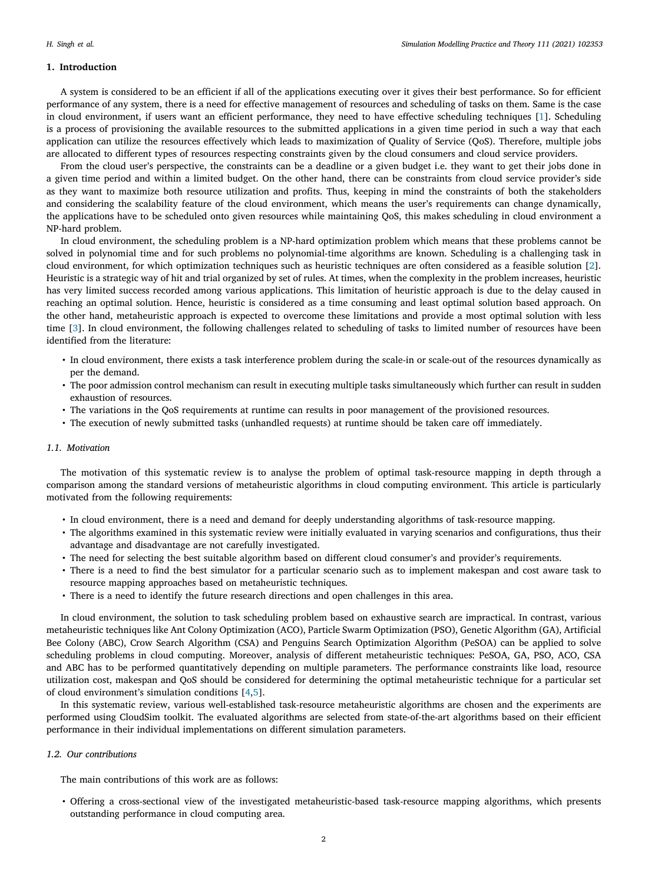## 1. Introduction

A system is considered to be an efficient if all of the applications executing over it gives their best performance. So for efficient performance of any system, there is a need for effective management of resources and scheduling of tasks on them. Same is the case in cloud environment, if users want an efficient performance, they need to have effective scheduling techniques [1]. Scheduling is a process of provisioning the available resources to the submitted applications in a given time period in such a way that each application can utilize the resources effectively which leads to maximization of Quality of Service (QoS). Therefore, multiple jobs are allocated to different types of resources respecting constraints given by the cloud consumers and cloud service providers.

From the cloud user's perspective, the constraints can be a deadline or a given budget i.e. they want to get their jobs done in a given time period and within a limited budget. On the other hand, there can be constraints from cloud service provider's side as they want to maximize both resource utilization and profits. Thus, keeping in mind the constraints of both the stakeholders and considering the scalability feature of the cloud environment, which means the user's requirements can change dynamically, the applications have to be scheduled onto given resources while maintaining QoS, this makes scheduling in cloud environment a NP-hard problem.

In cloud environment, the scheduling problem is a NP-hard optimization problem which means that these problems cannot be solved in polynomial time and for such problems no polynomial-time algorithms are known. Scheduling is a challenging task in cloud environment, for which optimization techniques such as heuristic techniques are often considered as a feasible solution [2]. Heuristic is a strategic way of hit and trial organized by set of rules. At times, when the complexity in the problem increases, heuristic has very limited success recorded among various applications. This limitation of heuristic approach is due to the delay caused in reaching an optimal solution. Hence, heuristic is considered as a time consuming and least optimal solution based approach. On the other hand, metaheuristic approach is expected to overcome these limitations and provide a most optimal solution with less time [3]. In cloud environment, the following challenges related to scheduling of tasks to limited number of resources have been identified from the literature:

- In cloud environment, there exists a task interference problem during the scale-in or scale-out of the resources dynamically as per the demand.
- The poor admission control mechanism can result in executing multiple tasks simultaneously which further can result in sudden exhaustion of resources.
- The variations in the QoS requirements at runtime can results in poor management of the provisioned resources.
- The execution of newly submitted tasks (unhandled requests) at runtime should be taken care off immediately.

### 1.1. Motivation

The motivation of this systematic review is to analyse the problem of optimal task-resource mapping in depth through a comparison among the standard versions of metaheuristic algorithms in cloud computing environment. This article is particularly motivated from the following requirements:

- In cloud environment, there is a need and demand for deeply understanding algorithms of task-resource mapping.
- The algorithms examined in this systematic review were initially evaluated in varying scenarios and configurations, thus their advantage and disadvantage are not carefully investigated.
- The need for selecting the best suitable algorithm based on different cloud consumer's and provider's requirements.
- There is a need to find the best simulator for a particular scenario such as to implement makespan and cost aware task to resource mapping approaches based on metaheuristic techniques.
- There is a need to identify the future research directions and open challenges in this area.

In cloud environment, the solution to task scheduling problem based on exhaustive search are impractical. In contrast, various metaheuristic techniques like Ant Colony Optimization (ACO), Particle Swarm Optimization (PSO), Genetic Algorithm (GA), Artificial Bee Colony (ABC), Crow Search Algorithm (CSA) and Penguins Search Optimization Algorithm (PeSOA) can be applied to solve scheduling problems in cloud computing. Moreover, analysis of different metaheuristic techniques: PeSOA, GA, PSO, ACO, CSA and ABC has to be performed quantitatively depending on multiple parameters. The performance constraints like load, resource utilization cost, makespan and QoS should be considered for determining the optimal metaheuristic technique for a particular set of cloud environment's simulation conditions [4,5].

In this systematic review, various well-established task-resource metaheuristic algorithms are chosen and the experiments are performed using CloudSim toolkit. The evaluated algorithms are selected from state-of-the-art algorithms based on their efficient performance in their individual implementations on different simulation parameters.

### 1.2. Our contributions

The main contributions of this work are as follows:

- Offering a cross-sectional view of the investigated metaheuristic-based task-resource mapping algorithms, which presents outstanding performance in cloud computing area.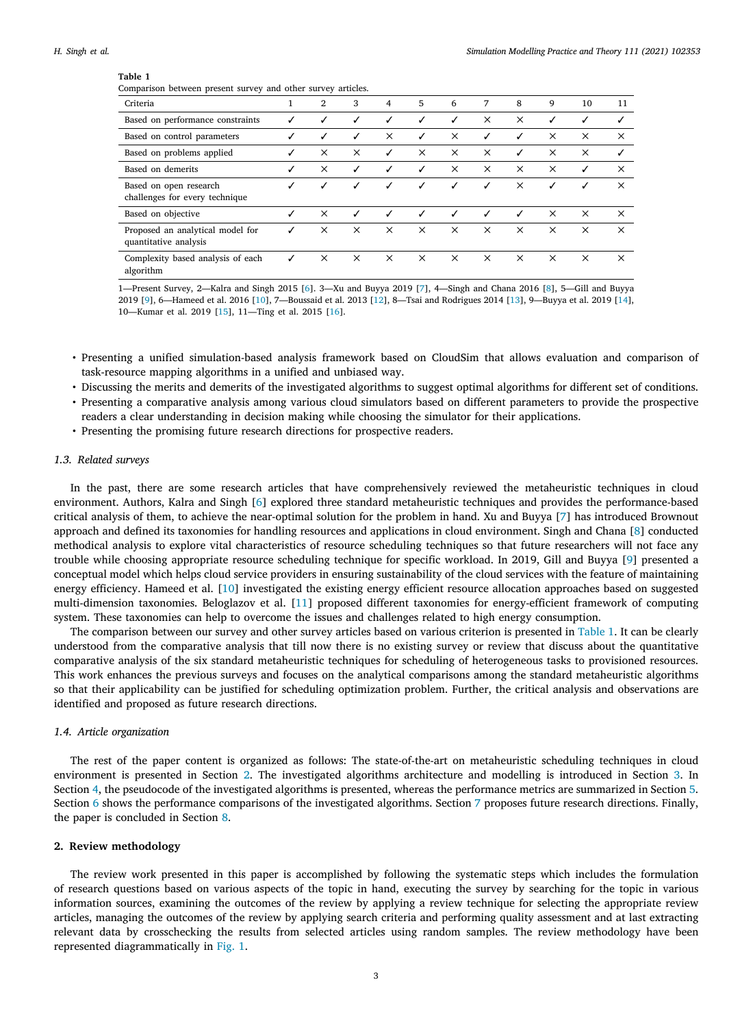**Table 1**
Comparison between present survey and other survey articles.

| Criteria | 1 | 2 | 3 | 4 | 5 | 6 | 7 | 8 | 9 | 10 | 11 |
|---|---|---|---|---|---|---|---|---|---|---|---|
| Based on performance constraints | ✓ | ✓ | ✓ | ✓ | ✓ | ✓ | × | × | ✓ | ✓ | ✓ |
| Based on control parameters | ✓ | ✓ | ✓ | × | ✓ | × | ✓ | ✓ | × | × | × |
| Based on problems applied | ✓ | × | × | ✓ | × | × | × | ✓ | × | × | ✓ |
| Based on demerits | ✓ | × | ✓ | ✓ | ✓ | × | × | × | × | ✓ | × |
| Based on open research challenges for every technique | ✓ | ✓ | ✓ | ✓ | ✓ | ✓ | ✓ | × | ✓ | ✓ | × |
| Based on objective | ✓ | × | ✓ | ✓ | ✓ | ✓ | ✓ | ✓ | × | × | × |
| Proposed an analytical model for quantitative analysis | ✓ | × | × | × | × | × | × | × | × | × | × |
| Complexity based analysis of each algorithm | ✓ | × | × | × | × | × | × | × | × | × | × |

1—Present Survey, 2—Kalra and Singh 2015 [6]. 3—Xu and Buyya 2019 [7], 4—Singh and Chana 2016 [8], 5—Gill and Buyya 2019 [9], 6—Hameed et al. 2016 [10], 7—Boussaid et al. 2013 [12], 8—Tsai and Rodrigues 2014 [13], 9—Buyya et al. 2019 [14], 10—Kumar et al. 2019 [15], 11—Ting et al. 2015 [16].

- Presenting a unified simulation-based analysis framework based on CloudSim that allows evaluation and comparison of task-resource mapping algorithms in a unified and unbiased way.
- Discussing the merits and demerits of the investigated algorithms to suggest optimal algorithms for different set of conditions.
- Presenting a comparative analysis among various cloud simulators based on different parameters to provide the prospective readers a clear understanding in decision making while choosing the simulator for their applications.
- Presenting the promising future research directions for prospective readers.

### *1.3. Related surveys*

In the past, there are some research articles that have comprehensively reviewed the metaheuristic techniques in cloud environment. Authors, Kalra and Singh [6] explored three standard metaheuristic techniques and provides the performance-based critical analysis of them, to achieve the near-optimal solution for the problem in hand. Xu and Buyya [7] has introduced Brownout approach and defined its taxonomies for handling resources and applications in cloud environment. Singh and Chana [8] conducted methodical analysis to explore vital characteristics of resource scheduling techniques so that future researchers will not face any trouble while choosing appropriate resource scheduling technique for specific workload. In 2019, Gill and Buyya [9] presented a conceptual model which helps cloud service providers in ensuring sustainability of the cloud services with the feature of maintaining energy efficiency. Hameed et al. [10] investigated the existing energy efficient resource allocation approaches based on suggested multi-dimension taxonomies. Beloglazov et al. [11] proposed different taxonomies for energy-efficient framework of computing system. These taxonomies can help to overcome the issues and challenges related to high energy consumption.

The comparison between our survey and other survey articles based on various criterion is presented in Table 1. It can be clearly understood from the comparative analysis that till now there is no existing survey or review that discuss about the quantitative comparative analysis of the six standard metaheuristic techniques for scheduling of heterogeneous tasks to provisioned resources. This work enhances the previous surveys and focuses on the analytical comparisons among the standard metaheuristic algorithms so that their applicability can be justified for scheduling optimization problem. Further, the critical analysis and observations are identified and proposed as future research directions.

### *1.4. Article organization*

The rest of the paper content is organized as follows: The state-of-the-art on metaheuristic scheduling techniques in cloud environment is presented in Section 2. The investigated algorithms architecture and modelling is introduced in Section 3. In Section 4, the pseudocode of the investigated algorithms is presented, whereas the performance metrics are summarized in Section 5. Section 6 shows the performance comparisons of the investigated algorithms. Section 7 proposes future research directions. Finally, the paper is concluded in Section 8.

## **2. Review methodology**

The review work presented in this paper is accomplished by following the systematic steps which includes the formulation of research questions based on various aspects of the topic in hand, executing the survey by searching for the topic in various information sources, examining the outcomes of the review by applying a review technique for selecting the appropriate review articles, managing the outcomes of the review by applying search criteria and performing quality assessment and at last extracting relevant data by crosschecking the results from selected articles using random samples. The review methodology have been represented diagrammatically in Fig. 1.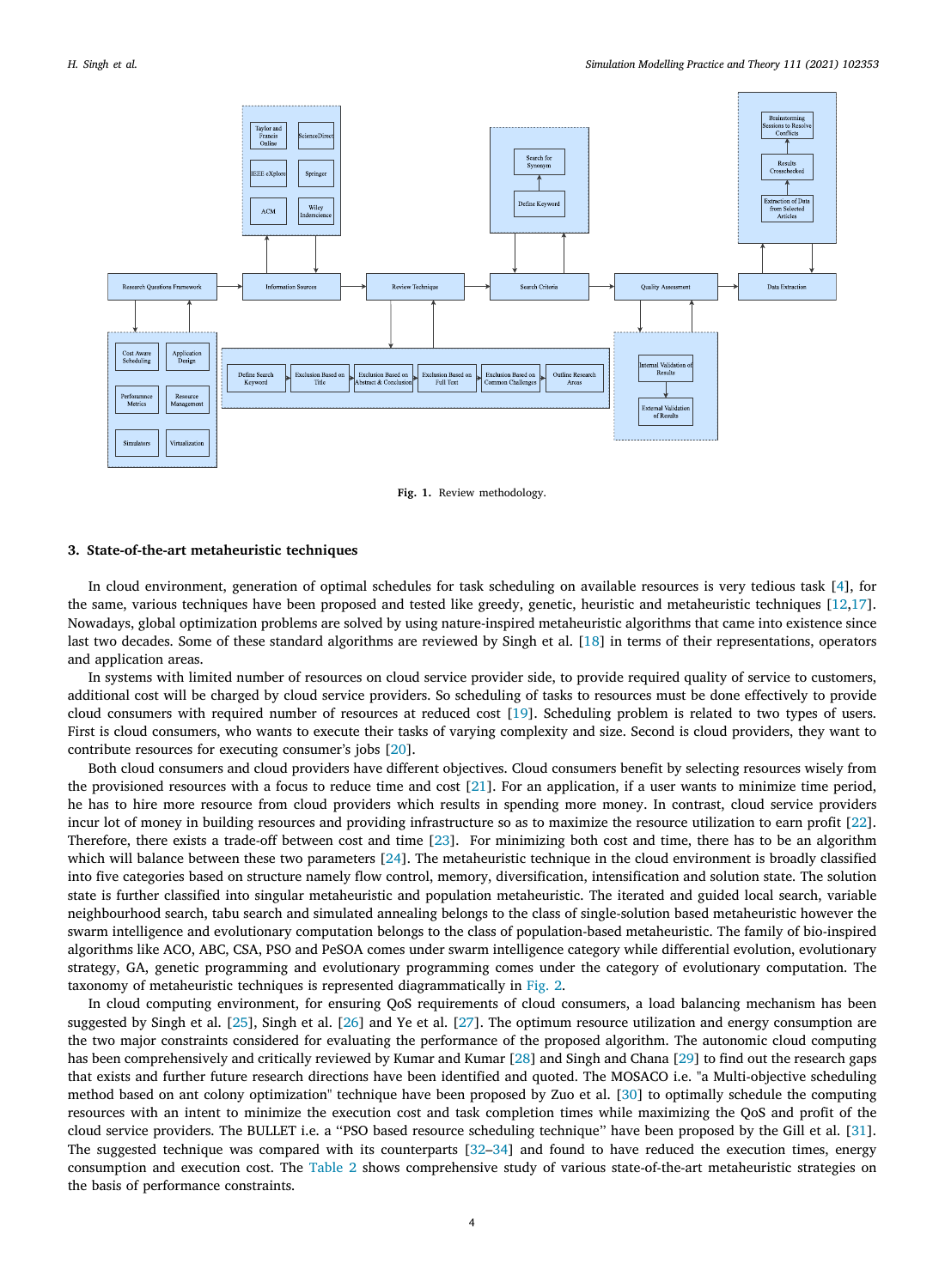Fig. 1. Review methodology.

## 3. State-of-the-art metaheuristic techniques

In cloud environment, generation of optimal schedules for task scheduling on available resources is very tedious task [4], for the same, various techniques have been proposed and tested like greedy, genetic, heuristic and metaheuristic techniques [12,17]. Nowadays, global optimization problems are solved by using nature-inspired metaheuristic algorithms that came into existence since last two decades. Some of these standard algorithms are reviewed by Singh et al. [18] in terms of their representations, operators and application areas.

In systems with limited number of resources on cloud service provider side, to provide required quality of service to customers, additional cost will be charged by cloud service providers. So scheduling of tasks to resources must be done effectively to provide cloud consumers with required number of resources at reduced cost [19]. Scheduling problem is related to two types of users. First is cloud consumers, who wants to execute their tasks of varying complexity and size. Second is cloud providers, they want to contribute resources for executing consumer's jobs [20].

Both cloud consumers and cloud providers have different objectives. Cloud consumers benefit by selecting resources wisely from the provisioned resources with a focus to reduce time and cost [21]. For an application, if a user wants to minimize time period, he has to hire more resource from cloud providers which results in spending more money. In contrast, cloud service providers incur lot of money in building resources and providing infrastructure so as to maximize the resource utilization to earn profit [22]. Therefore, there exists a trade-off between cost and time [23]. For minimizing both cost and time, there has to be an algorithm which will balance between these two parameters [24]. The metaheuristic technique in the cloud environment is broadly classified into five categories based on structure namely flow control, memory, diversification, intensification and solution state. The solution state is further classified into singular metaheuristic and population metaheuristic. The iterated and guided local search, variable neighbourhood search, tabu search and simulated annealing belongs to the class of single-solution based metaheuristic however the swarm intelligence and evolutionary computation belongs to the class of population-based metaheuristic. The family of bio-inspired algorithms like ACO, ABC, CSA, PSO and PeSOA comes under swarm intelligence category while differential evolution, evolutionary strategy, GA, genetic programming and evolutionary programming comes under the category of evolutionary computation. The taxonomy of metaheuristic techniques is represented diagrammatically in Fig. 2.

In cloud computing environment, for ensuring QoS requirements of cloud consumers, a load balancing mechanism has been suggested by Singh et al. [25], Singh et al. [26] and Ye et al. [27]. The optimum resource utilization and energy consumption are the two major constraints considered for evaluating the performance of the proposed algorithm. The autonomic cloud computing has been comprehensively and critically reviewed by Kumar and Kumar [28] and Singh and Chana [29] to find out the research gaps that exists and further future research directions have been identified and quoted. The MOSACO i.e. "a Multi-objective scheduling method based on ant colony optimization" technique have been proposed by Zuo et al. [30] to optimally schedule the computing resources with an intent to minimize the execution cost and task completion times while maximizing the QoS and profit of the cloud service providers. The BULLET i.e. a "PSO based resource scheduling technique" have been proposed by the Gill et al. [31]. The suggested technique was compared with its counterparts [32–34] and found to have reduced the execution times, energy consumption and execution cost. The Table 2 shows comprehensive study of various state-of-the-art metaheuristic strategies on the basis of performance constraints.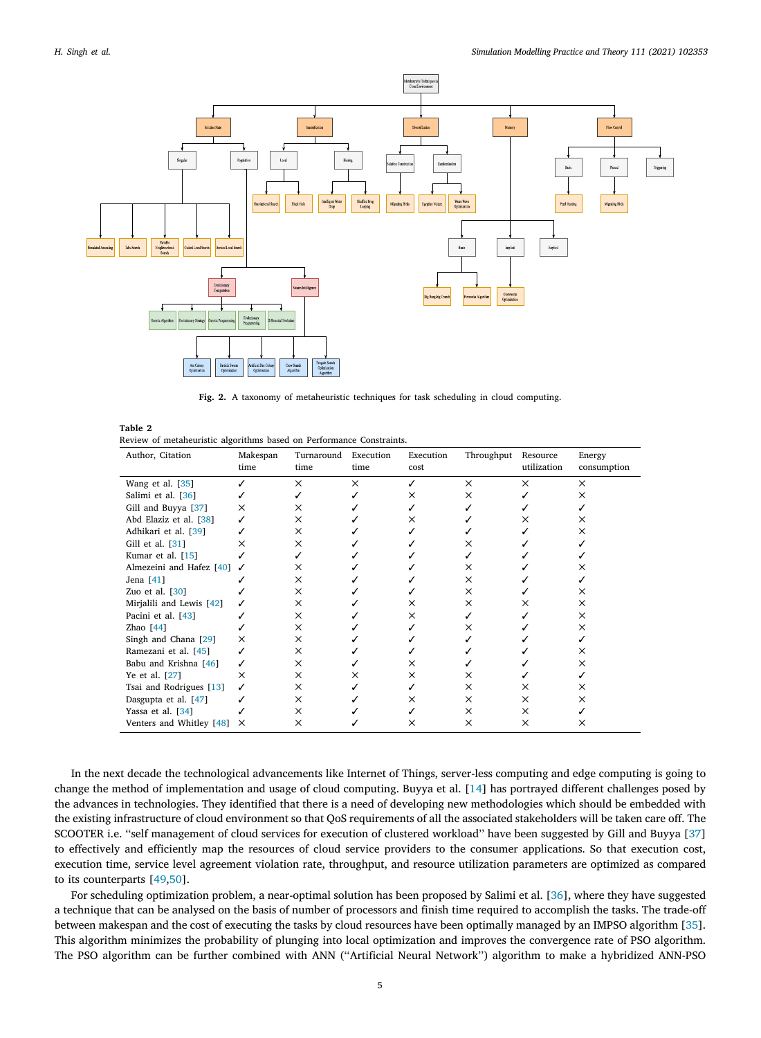Fig. 2. A taxonomy of metaheuristic techniques for task scheduling in cloud computing.

**Table 2**
Review of metaheuristic algorithms based on Performance Constraints.

| Author, Citation | Makespan time | Turnaround time | Execution time | Execution cost | Throughput | Resource utilization | Energy consumption |
|---|---|---|---|---|---|---|---|
| Wang et al. [35] | ✓ | × | × | ✓ | × | × | × |
| Salimi et al. [36] | ✓ | ✓ | ✓ | × | × | ✓ | × |
| Gill and Buyya [37] | × | × | ✓ | ✓ | ✓ | ✓ | ✓ |
| Abd Elaziz et al. [38] | ✓ | × | ✓ | × | ✓ | × | × |
| Adhikari et al. [39] | ✓ | × | ✓ | ✓ | ✓ | ✓ | × |
| Gill et al. [31] | × | × | ✓ | ✓ | × | ✓ | ✓ |
| Kumar et al. [15] | ✓ | ✓ | ✓ | ✓ | ✓ | ✓ | ✓ |
| Almezeini and Hafez [40] | ✓ | × | ✓ | ✓ | × | ✓ | × |
| Jena [41] | ✓ | × | ✓ | ✓ | × | ✓ | ✓ |
| Zuo et al. [30] | ✓ | × | ✓ | ✓ | × | ✓ | × |
| Mirjalili and Lewis [42] | ✓ | × | ✓ | × | × | × | × |
| Pacini et al. [43] | ✓ | × | ✓ | × | ✓ | ✓ | × |
| Zhao [44] | ✓ | × | ✓ | ✓ | × | ✓ | × |
| Singh and Chana [29] | × | × | ✓ | ✓ | ✓ | ✓ | ✓ |
| Ramezani et al. [45] | ✓ | × | ✓ | ✓ | ✓ | ✓ | × |
| Babu and Krishna [46] | ✓ | × | ✓ | × | ✓ | ✓ | × |
| Ye et al. [27] | × | × | × | × | × | ✓ | ✓ |
| Tsai and Rodrigues [13] | ✓ | × | ✓ | ✓ | × | × | × |
| Dasgupta et al. [47] | ✓ | × | ✓ | × | × | × | × |
| Yassa et al. [34] | ✓ | × | ✓ | ✓ | × | × | ✓ |
| Venters and Whitley [48] | × | × | ✓ | × | × | × | × |

In the next decade the technological advancements like Internet of Things, server-less computing and edge computing is going to change the method of implementation and usage of cloud computing. Buyya et al. [14] has portrayed different challenges posed by the advances in technologies. They identified that there is a need of developing new methodologies which should be embedded with the existing infrastructure of cloud environment so that QoS requirements of all the associated stakeholders will be taken care off. The SCOOTER i.e. "self management of cloud services for execution of clustered workload" have been suggested by Gill and Buyya [37] to effectively and efficiently map the resources of cloud service providers to the consumer applications. So that execution cost, execution time, service level agreement violation rate, throughput, and resource utilization parameters are optimized as compared to its counterparts [49,50].

For scheduling optimization problem, a near-optimal solution has been proposed by Salimi et al. [36], where they have suggested a technique that can be analysed on the basis of number of processors and finish time required to accomplish the tasks. The trade-off between makespan and the cost of executing the tasks by cloud resources have been optimally managed by an IMPSO algorithm [35]. This algorithm minimizes the probability of plunging into local optimization and improves the convergence rate of PSO algorithm. The PSO algorithm can be further combined with ANN ("Artificial Neural Network") algorithm to make a hybridized ANN-PSO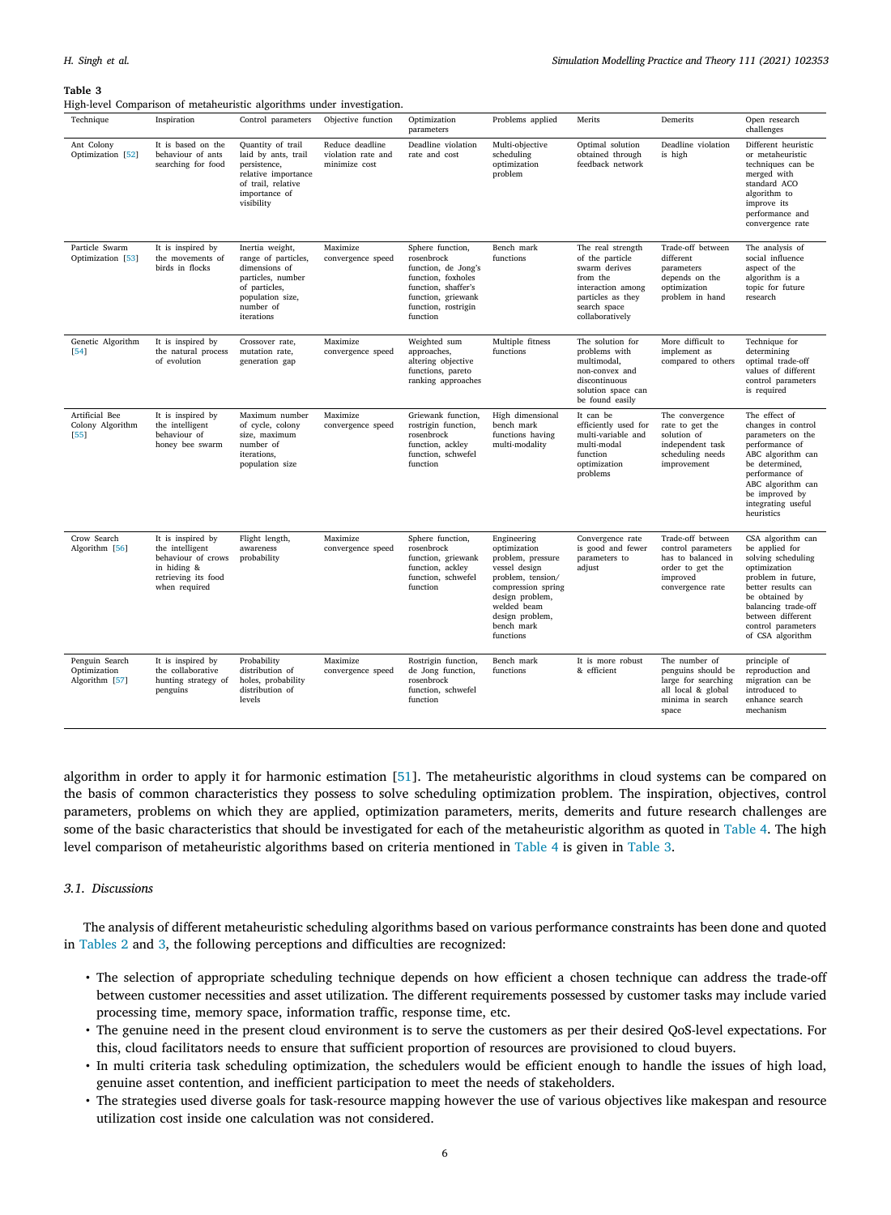**Table 3**
High-level Comparison of metaheuristic algorithms under investigation.

| Technique | Inspiration | Control parameters | Objective function | Optimization parameters | Problems applied | Merits | Demerits | Open research challenges |
|---|---|---|---|---|---|---|---|---|
| Ant Colony Optimization [52] | It is based on the behaviour of ants searching for food | Quantity of trail laid by ants, trail persistence, relative importance of trail, relative importance of visibility | Reduce deadline violation rate and minimize cost | Deadline violation rate and cost | Multi-objective scheduling optimization problem | Optimal solution obtained through feedback network | Deadline violation is high | Different heuristic or metaheuristic techniques can be merged with standard ACO algorithm to improve its performance and convergence rate |
| Particle Swarm Optimization [53] | It is inspired by the movements of birds in flocks | Inertia weight, range of particles, dimensions of particles, number of particles, population size, number of iterations | Maximize convergence speed | Sphere function, rosenbrock function, de Jong's function, foxholes function, shaffer's function, griewank function, rostrigin function | Bench mark functions | The real strength of the particle swarm derives from the interaction among particles as they search space collaboratively | Trade-off between different parameters depends on the optimization problem in hand | The analysis of social influence aspect of the algorithm is a topic for future research |
| Genetic Algorithm [54] | It is inspired by the natural process of evolution | Crossover rate, mutation rate, generation gap | Maximize convergence speed | Weighted sum approaches, altering objective functions, pareto ranking approaches | Multiple fitness functions | The solution for problems with multimodal, non-convex and discontinuous solution space can be found easily | More difficult to implement as compared to others | Technique for determining optimal trade-off values of different control parameters is required |
| Artificial Bee Colony Algorithm [55] | It is inspired by the intelligent behaviour of honey bee swarm | Maximum number of cycle, colony size, maximum number of iterations, population size | Maximize convergence speed | Griewank function, rostrigin function, rosenbrock function, ackley function, schwefel function | High dimensional bench mark functions having multi-modality | It can be efficiently used for multi-variable and multi-modal function optimization problems | The convergence rate to get the solution of independent task scheduling needs improvement | The effect of changes in control parameters on the performance of ABC algorithm can be determined, performance of ABC algorithm can be improved by integrating useful heuristics |
| Crow Search Algorithm [56] | It is inspired by the intelligent behaviour of crows in hiding & retrieving its food when required | Flight length, awareness probability | Maximize convergence speed | Sphere function, rosenbrock function, griewank function, ackley function, schwefel function | Engineering optimization problem, pressure vessel design problem, tension/ compression spring design problem, welded beam design problem, bench mark functions | Convergence rate is good and fewer parameters to adjust | Trade-off between control parameters has to balanced in order to get the improved convergence rate | CSA algorithm can be applied for solving scheduling optimization problem in future, better results can be obtained by balancing trade-off between different control parameters of CSA algorithm |
| Penguin Search Optimization Algorithm [57] | It is inspired by the collaborative hunting strategy of penguins | Probability distribution of holes, probability distribution of levels | Maximize convergence speed | Rostrigin function, de Jong function, rosenbrock function, schwefel function | Bench mark functions | It is more robust & efficient | The number of penguins should be large for searching all local & global minima in search space | principle of reproduction and migration can be introduced to enhance search mechanism |

algorithm in order to apply it for harmonic estimation [51]. The metaheuristic algorithms in cloud systems can be compared on the basis of common characteristics they possess to solve scheduling optimization problem. The inspiration, objectives, control parameters, problems on which they are applied, optimization parameters, merits, demerits and future research challenges are some of the basic characteristics that should be investigated for each of the metaheuristic algorithm as quoted in Table 4. The high level comparison of metaheuristic algorithms based on criteria mentioned in Table 4 is given in Table 3.

### 3.1. Discussions

The analysis of different metaheuristic scheduling algorithms based on various performance constraints has been done and quoted in Tables 2 and 3, the following perceptions and difficulties are recognized:

- The selection of appropriate scheduling technique depends on how efficient a chosen technique can address the trade-off between customer necessities and asset utilization. The different requirements possessed by customer tasks may include varied processing time, memory space, information traffic, response time, etc.
- The genuine need in the present cloud environment is to serve the customers as per their desired QoS-level expectations. For this, cloud facilitators needs to ensure that sufficient proportion of resources are provisioned to cloud buyers.
- In multi criteria task scheduling optimization, the schedulers would be efficient enough to handle the issues of high load, genuine asset contention, and inefficient participation to meet the needs of stakeholders.
- The strategies used diverse goals for task-resource mapping however the use of various objectives like makespan and resource utilization cost inside one calculation was not considered.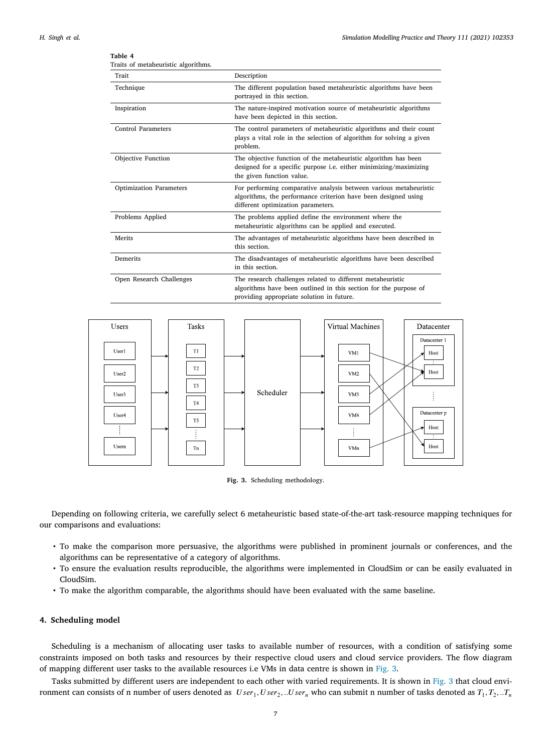**Table 4**
Traits of metaheuristic algorithms.

| Trait | Description |
|---|---|
| Technique | The different population based metaheuristic algorithms have been portrayed in this section. |
| Inspiration | The nature-inspired motivation source of metaheuristic algorithms have been depicted in this section. |
| Control Parameters | The control parameters of metaheuristic algorithms and their count plays a vital role in the selection of algorithm for solving a given problem. |
| Objective Function | The objective function of the metaheuristic algorithm has been designed for a specific purpose i.e. either minimizing/maximizing the given function value. |
| Optimization Parameters | For performing comparative analysis between various metaheuristic algorithms, the performance criterion have been designed using different optimization parameters. |
| Problems Applied | The problems applied define the environment where the metaheuristic algorithms can be applied and executed. |
| Merits | The advantages of metaheuristic algorithms have been described in this section. |
| Demerits | The disadvantages of metaheuristic algorithms have been described in this section. |
| Open Research Challenges | The research challenges related to different metaheuristic algorithms have been outlined in this section for the purpose of providing appropriate solution in future. |

**Fig. 3.** Scheduling methodology.

Depending on following criteria, we carefully select 6 metaheuristic based state-of-the-art task-resource mapping techniques for our comparisons and evaluations:

- To make the comparison more persuasive, the algorithms were published in prominent journals or conferences, and the algorithms can be representative of a category of algorithms.
- To ensure the evaluation results reproducible, the algorithms were implemented in CloudSim or can be easily evaluated in CloudSim.
- To make the algorithm comparable, the algorithms should have been evaluated with the same baseline.

## 4. Scheduling model

Scheduling is a mechanism of allocating user tasks to available number of resources, with a condition of satisfying some constraints imposed on both tasks and resources by their respective cloud users and cloud service providers. The flow diagram of mapping different user tasks to the available resources i.e VMs in data centre is shown in Fig. 3.

Tasks submitted by different users are independent to each other with varied requirements. It is shown in Fig. 3 that cloud environment can consists of n number of users denoted as $User_1, User_2, ..User_n$ who can submit n number of tasks denoted as $T_1, T_2, ..T_n$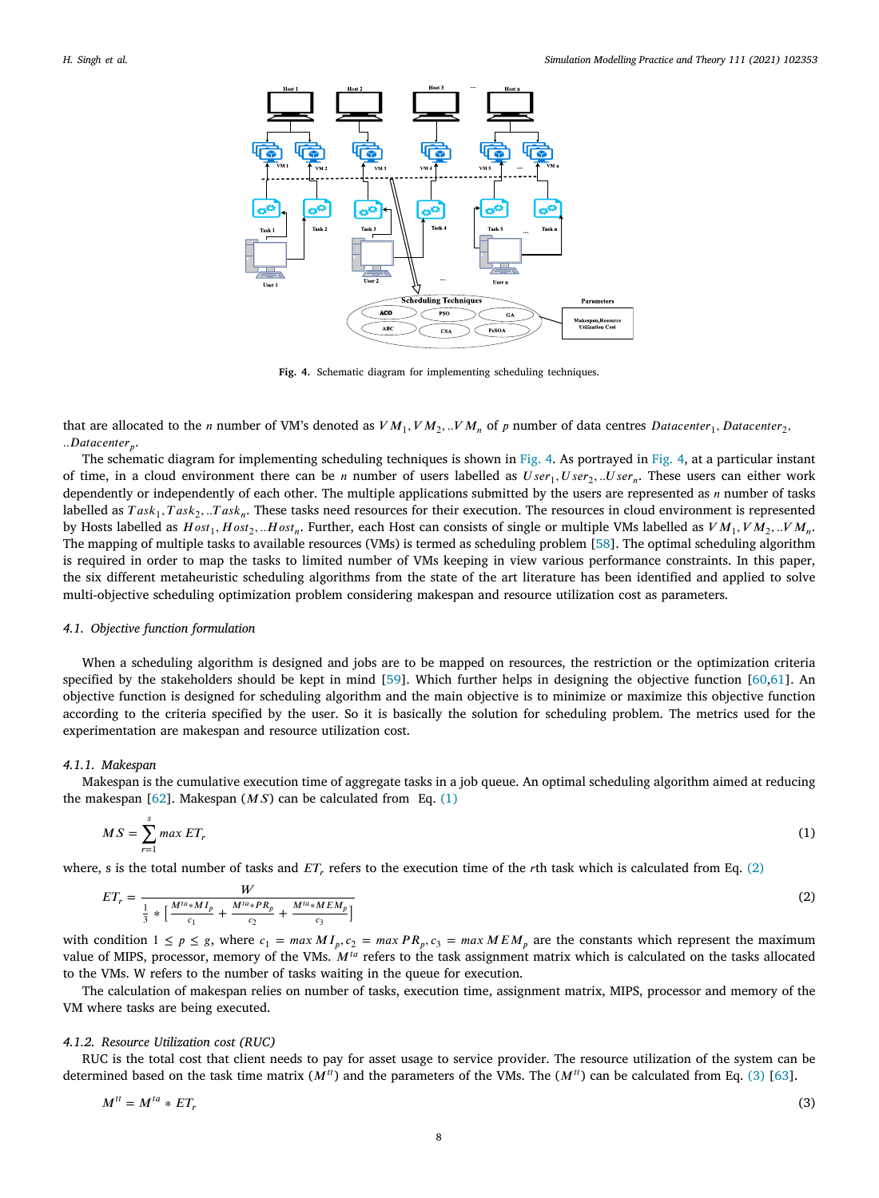Fig. 4. Schematic diagram for implementing scheduling techniques.

that are allocated to the $n$ number of VM's denoted as $VM_1, VM_2, ..VM_n$ of $p$ number of data centres $Datacenter_1, Datacenter_2, ..Datacenter_p$.

The schematic diagram for implementing scheduling techniques is shown in Fig. 4. As portrayed in Fig. 4, at a particular instant of time, in a cloud environment there can be $n$ number of users labelled as $User_1, User_2, ..User_n$. These users can either work dependently or independently of each other. The multiple applications submitted by the users are represented as $n$ number of tasks labelled as $Task_1, Task_2, ..Task_n$. These tasks need resources for their execution. The resources in cloud environment is represented by Hosts labelled as $Host_1, Host_2, ..Host_n$. Further, each Host can consists of single or multiple VMs labelled as $VM_1, VM_2, ..VM_n$. The mapping of multiple tasks to available resources (VMs) is termed as scheduling problem [58]. The optimal scheduling algorithm is required in order to map the tasks to limited number of VMs keeping in view various performance constraints. In this paper, the six different metaheuristic scheduling algorithms from the state of the art literature has been identified and applied to solve multi-objective scheduling optimization problem considering makespan and resource utilization cost as parameters.

### 4.1. Objective function formulation

When a scheduling algorithm is designed and jobs are to be mapped on resources, the restriction or the optimization criteria specified by the stakeholders should be kept in mind [59]. Which further helps in designing the objective function [60,61]. An objective function is designed for scheduling algorithm and the main objective is to minimize or maximize this objective function according to the criteria specified by the user. So it is basically the solution for scheduling problem. The metrics used for the experimentation are makespan and resource utilization cost.

#### 4.1.1. Makespan

Makespan is the cumulative execution time of aggregate tasks in a job queue. An optimal scheduling algorithm aimed at reducing the makespan [62]. Makespan ($MS$) can be calculated from Eq. (1)

$$MS = \sum_{r=1}^{s} max\ ET_r \tag{1}$$

where, s is the total number of tasks and $ET_r$ refers to the execution time of the $r$th task which is calculated from Eq. (2)

$$ET_r = \frac{W}{\frac{1}{3} * \left[\frac{M^{ta} * MI_p}{c_1} + \frac{M^{ta} * PR_p}{c_2} + \frac{M^{ta} * MEM_p}{c_3}\right]} \tag{2}$$

with condition $1 \leq p \leq g$, where $c_1 = max\ MI_p, c_2 = max\ PR_p, c_3 = max\ MEM_p$ are the constants which represent the maximum value of MIPS, processor, memory of the VMs. $M^{ta}$ refers to the task assignment matrix which is calculated on the tasks allocated to the VMs. W refers to the number of tasks waiting in the queue for execution.

The calculation of makespan relies on number of tasks, execution time, assignment matrix, MIPS, processor and memory of the VM where tasks are being executed.

#### 4.1.2. Resource Utilization cost (RUC)

RUC is the total cost that client needs to pay for asset usage to service provider. The resource utilization of the system can be determined based on the task time matrix ($M^{tt}$) and the parameters of the VMs. The ($M^{tt}$) can be calculated from Eq. (3) [63].

$$M^{tt} = M^{ta} * ET_r \tag{3}$$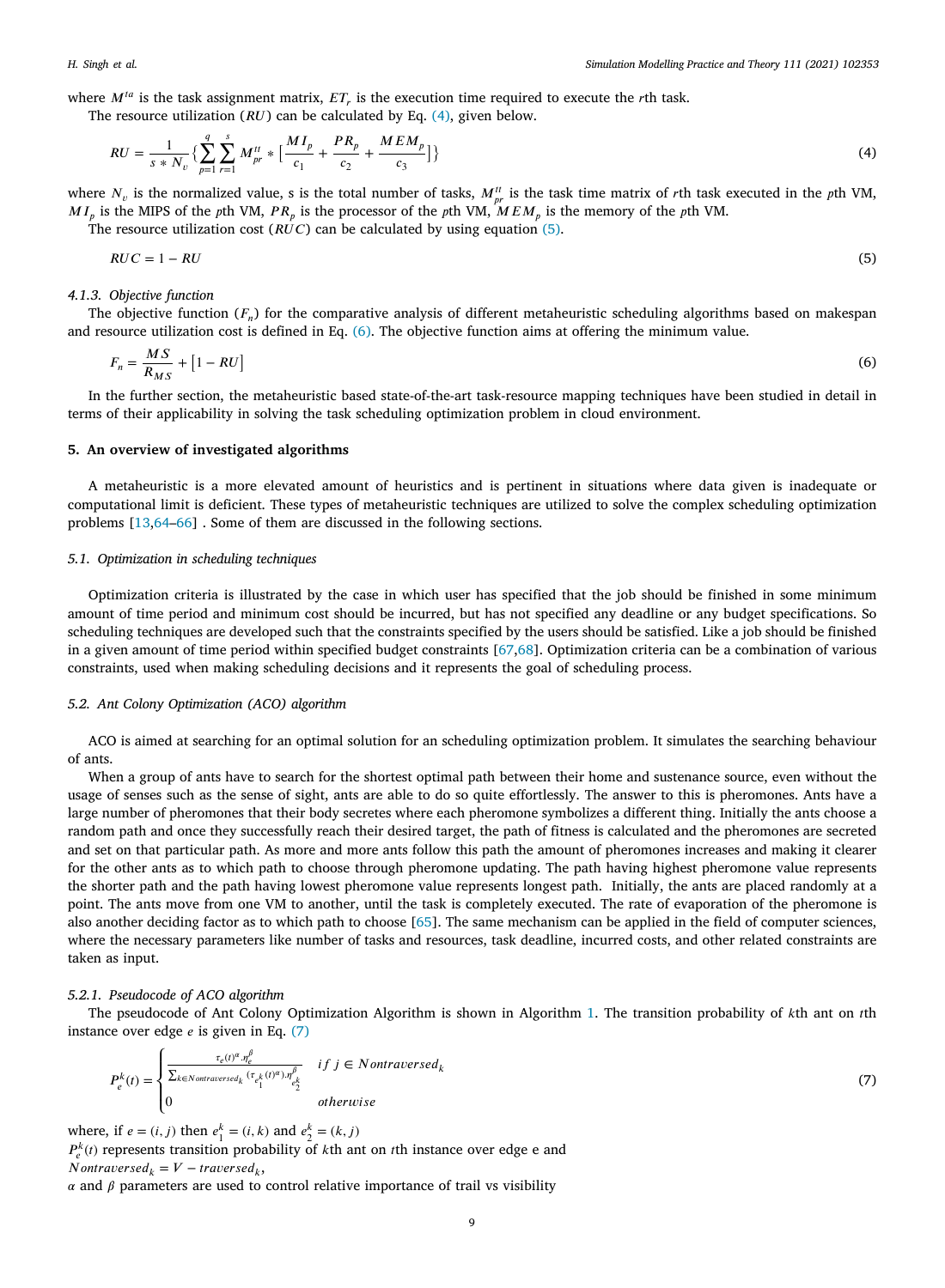where $M^{ta}$ is the task assignment matrix, $ET_r$ is the execution time required to execute the $r$th task.

The resource utilization ($RU$) can be calculated by Eq. (4), given below.

$$RU = \frac{1}{s * N_v}\{\sum_{p=1}^{q}\sum_{r=1}^{s} M_{pr}^{tt} * \left[\frac{MI_p}{c_1} + \frac{PR_p}{c_2} + \frac{MEM_p}{c_3}\right]\} \tag{4}$$

where $N_v$ is the normalized value, s is the total number of tasks, $M_{pr}^{tt}$ is the task time matrix of $r$th task executed in the $p$th VM, $MI_p$ is the MIPS of the $p$th VM, $PR_p$ is the processor of the $p$th VM, $MEM_p$ is the memory of the $p$th VM.

The resource utilization cost ($RUC$) can be calculated by using equation (5).

$$RUC = 1 - RU \tag{5}$$

#### 4.1.3. Objective function

The objective function ($F_n$) for the comparative analysis of different metaheuristic scheduling algorithms based on makespan and resource utilization cost is defined in Eq. (6). The objective function aims at offering the minimum value.

$$F_n = \frac{MS}{R_{MS}} + \left[1 - RU\right] \tag{6}$$

In the further section, the metaheuristic based state-of-the-art task-resource mapping techniques have been studied in detail in terms of their applicability in solving the task scheduling optimization problem in cloud environment.

## 5. An overview of investigated algorithms

A metaheuristic is a more elevated amount of heuristics and is pertinent in situations where data given is inadequate or computational limit is deficient. These types of metaheuristic techniques are utilized to solve the complex scheduling optimization problems [13,64–66] . Some of them are discussed in the following sections.

### 5.1. Optimization in scheduling techniques

Optimization criteria is illustrated by the case in which user has specified that the job should be finished in some minimum amount of time period and minimum cost should be incurred, but has not specified any deadline or any budget specifications. So scheduling techniques are developed such that the constraints specified by the users should be satisfied. Like a job should be finished in a given amount of time period within specified budget constraints [67,68]. Optimization criteria can be a combination of various constraints, used when making scheduling decisions and it represents the goal of scheduling process.

### 5.2. Ant Colony Optimization (ACO) algorithm

ACO is aimed at searching for an optimal solution for an scheduling optimization problem. It simulates the searching behaviour of ants.

When a group of ants have to search for the shortest optimal path between their home and sustenance source, even without the usage of senses such as the sense of sight, ants are able to do so quite effortlessly. The answer to this is pheromones. Ants have a large number of pheromones that their body secretes where each pheromone symbolizes a different thing. Initially the ants choose a random path and once they successfully reach their desired target, the path of fitness is calculated and the pheromones are secreted and set on that particular path. As more and more ants follow this path the amount of pheromones increases and making it clearer for the other ants as to which path to choose through pheromone updating. The path having highest pheromone value represents the shorter path and the path having lowest pheromone value represents longest path. Initially, the ants are placed randomly at a point. The ants move from one VM to another, until the task is completely executed. The rate of evaporation of the pheromone is also another deciding factor as to which path to choose [65]. The same mechanism can be applied in the field of computer sciences, where the necessary parameters like number of tasks and resources, task deadline, incurred costs, and other related constraints are taken as input.

#### 5.2.1. Pseudocode of ACO algorithm

The pseudocode of Ant Colony Optimization Algorithm is shown in Algorithm 1. The transition probability of $k$th ant on $t$th instance over edge $e$ is given in Eq. (7)

$$P_e^k(t) = \begin{cases} \frac{\tau_e(t)^{\alpha}.\eta_e^{\beta}}{\sum_{k \in Nontraversed_k} (\tau_{e_1^k}(t)^{\alpha}).\eta_{e_2^k}^{\beta}} & if\ j \in Nontraversed_k \\ 0 & otherwise \end{cases} \tag{7}$$

where, if $e = (i, j)$ then $e_1^k = (i, k)$ and $e_2^k = (k, j)$

$P_e^k(t)$ represents transition probability of $k$th ant on $t$th instance over edge e and

$Nontraversed_k = V - traversed_k$,

$\alpha$ and $\beta$ parameters are used to control relative importance of trail vs visibility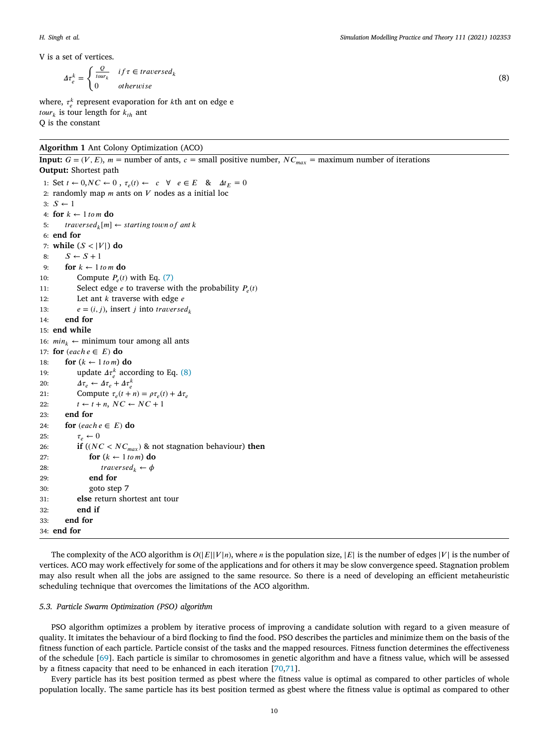V is a set of vertices.

$$\Delta\tau_e^k = \begin{cases} \frac{Q}{tour_k} & if\, \tau \in traversed_k \\ 0 & otherwise \end{cases} \tag{8}$$

where, $\tau_e^k$ represent evaporation for $k$th ant on edge e
$tour_k$ is tour length for $k_{th}$ ant
Q is the constant

**Algorithm 1** Ant Colony Optimization (ACO)

**Input:** $G = (V, E)$, $m$ = number of ants, $c$ = small positive number, $NC_{max}$ = maximum number of iterations
**Output:** Shortest path

```
1: Set t ← 0, NC ← 0 , τ_e(t) ← c ∀ e ∈ E & Δt_E = 0
2: randomly map m ants on V nodes as a initial loc
3: S ← 1
4: for k ← 1 to m do
5:     traversed_k[m] ← starting town of ant k
6: end for
7: while (S < |V|) do
8:     S ← S + 1
9:     for k ← 1 to m do
10:        Compute P_e(t) with Eq. (7)
11:        Select edge e to traverse with the probability P_e(t)
12:        Let ant k traverse with edge e
13:        e = (i, j), insert j into traversed_k
14:    end for
15: end while
16: min_k ← minimum tour among all ants
17: for (each e ∈ E) do
18:    for (k ← 1 to m) do
19:        update Δτ_e^k according to Eq. (8)
20:        Δτ_e ← Δτ_e + Δτ_e^k
21:        Compute τ_e(t + n) = ρτ_e(t) + Δτ_e
22:        t ← t + n, NC ← NC + 1
23:    end for
24:    for (each e ∈ E) do
25:        τ_e ← 0
26:        if ((NC < NC_max) & not stagnation behaviour) then
27:            for (k ← 1 to m) do
28:                traversed_k ← ϕ
29:            end for
30:            goto step 7
31:        else return shortest ant tour
32:        end if
33:    end for
34: end for
```

The complexity of the ACO algorithm is $O(|E||V|n)$, where $n$ is the population size, $|E|$ is the number of edges $|V|$ is the number of vertices. ACO may work effectively for some of the applications and for others it may be slow convergence speed. Stagnation problem may also result when all the jobs are assigned to the same resource. So there is a need of developing an efficient metaheuristic scheduling technique that overcomes the limitations of the ACO algorithm.

### 5.3. Particle Swarm Optimization (PSO) algorithm

PSO algorithm optimizes a problem by iterative process of improving a candidate solution with regard to a given measure of quality. It imitates the behaviour of a bird flocking to find the food. PSO describes the particles and minimize them on the basis of the fitness function of each particle. Particle consist of the tasks and the mapped resources. Fitness function determines the effectiveness of the schedule [69]. Each particle is similar to chromosomes in genetic algorithm and have a fitness value, which will be assessed by a fitness capacity that need to be enhanced in each iteration [70,71].

Every particle has its best position termed as pbest where the fitness value is optimal as compared to other particles of whole population locally. The same particle has its best position termed as gbest where the fitness value is optimal as compared to other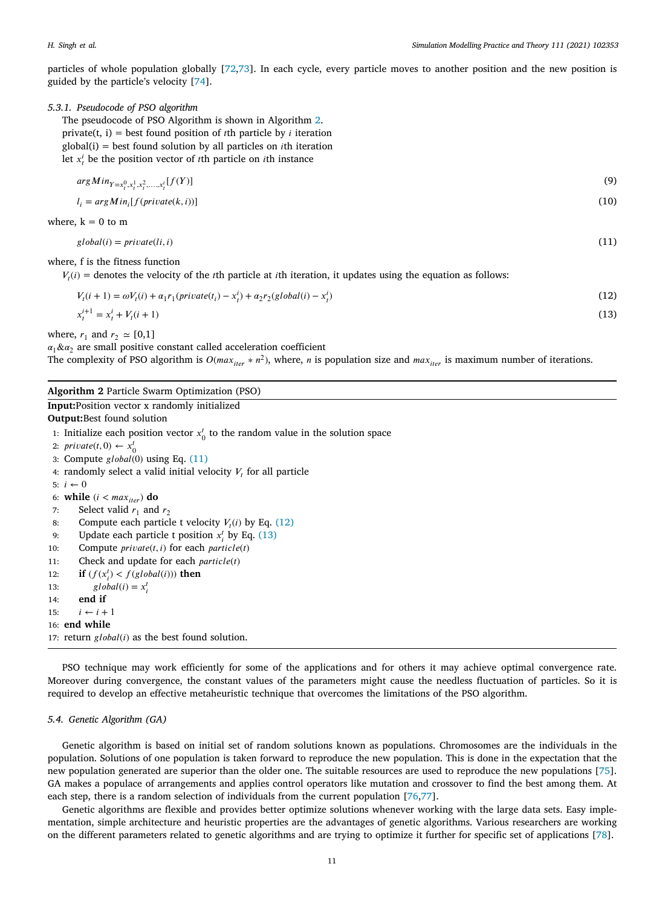particles of whole population globally [72,73]. In each cycle, every particle moves to another position and the new position is guided by the particle's velocity [74].

### 5.3.1. Pseudocode of PSO algorithm

The pseudocode of PSO Algorithm is shown in Algorithm 2.
private(t, i) = best found position of $t$th particle by $i$ iteration
global(i) = best found solution by all particles on $i$th iteration
let $x_t^i$ be the position vector of $t$th particle on $i$th instance

$$argMin_{Y=x_t^0,x_t^1,x_t^2,\ldots,x_t^i}[f(Y)] \tag{9}$$

$$l_i = argMin_i[f(private(k,i))] \tag{10}$$

where, k = 0 to m

$$global(i) = private(li,i) \tag{11}$$

where, f is the fitness function
$V_t(i)$ = denotes the velocity of the $t$th particle at $i$th iteration, it updates using the equation as follows:

$$V_t(i+1) = \omega V_t(i) + \alpha_1 r_1(private(t_i) - x_t^i) + \alpha_2 r_2(global(i) - x_t^i) \tag{12}$$

$$x_t^{i+1} = x_t^i + V_t(i+1) \tag{13}$$

where, $r_1$ and $r_2 \simeq [0,1]$
$\alpha_1 \& \alpha_2$ are small positive constant called acceleration coefficient
The complexity of PSO algorithm is $O(max_{iter} * n^2)$, where, $n$ is population size and $max_{iter}$ is maximum number of iterations.

**Algorithm 2** Particle Swarm Optimization (PSO)

**Input:** Position vector x randomly initialized
**Output:** Best found solution

1: Initialize each position vector $x_0^t$ to the random value in the solution space
2: $private(t,0) \leftarrow x_0^t$
3: Compute $global(0)$ using Eq. (11)
4: randomly select a valid initial velocity $V_t$ for all particle
5: $i \leftarrow 0$
6: **while** $(i < max_{iter})$ **do**
7: Select valid $r_1$ and $r_2$
8: Compute each particle t velocity $V_t(i)$ by Eq. (12)
9: Update each particle t position $x_i^t$ by Eq. (13)
10: Compute $private(t,i)$ for each $particle(t)$
11: Check and update for each $particle(t)$
12: **if** $(f(x_i^t) < f(global(i)))$ **then**
13: $global(i) = x_i^t$
14: **end if**
15: $i \leftarrow i+1$
16: **end while**
17: return $global(i)$ as the best found solution.

PSO technique may work efficiently for some of the applications and for others it may achieve optimal convergence rate. Moreover during convergence, the constant values of the parameters might cause the needless fluctuation of particles. So it is required to develop an effective metaheuristic technique that overcomes the limitations of the PSO algorithm.

## 5.4. Genetic Algorithm (GA)

Genetic algorithm is based on initial set of random solutions known as populations. Chromosomes are the individuals in the population. Solutions of one population is taken forward to reproduce the new population. This is done in the expectation that the new population generated are superior than the older one. The suitable resources are used to reproduce the new populations [75]. GA makes a populace of arrangements and applies control operators like mutation and crossover to find the best among them. At each step, there is a random selection of individuals from the current population [76,77].

Genetic algorithms are flexible and provides better optimize solutions whenever working with the large data sets. Easy implementation, simple architecture and heuristic properties are the advantages of genetic algorithms. Various researchers are working on the different parameters related to genetic algorithms and are trying to optimize it further for specific set of applications [78].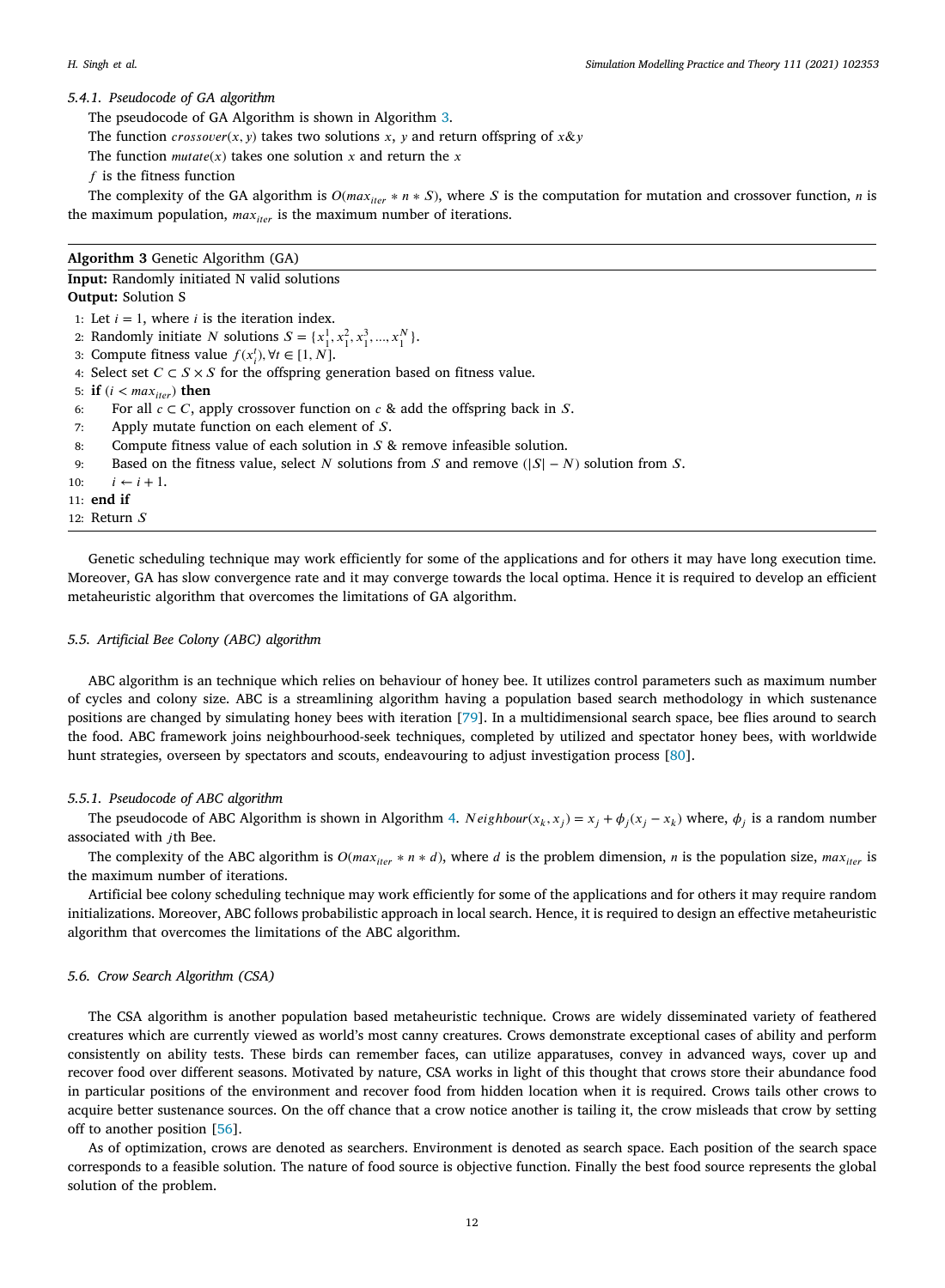#### 5.4.1. Pseudocode of GA algorithm

The pseudocode of GA Algorithm is shown in Algorithm 3.

The function $crossover(x, y)$ takes two solutions $x$, $y$ and return offspring of $x\&y$

The function $mutate(x)$ takes one solution $x$ and return the $x$

$f$ is the fitness function

The complexity of the GA algorithm is $O(max_{iter} * n * S)$, where $S$ is the computation for mutation and crossover function, $n$ is the maximum population, $max_{iter}$ is the maximum number of iterations.

---

**Algorithm 3** Genetic Algorithm (GA)

---

**Input:** Randomly initiated N valid solutions
**Output:** Solution S

1: Let $i = 1$, where $i$ is the iteration index.
2: Randomly initiate $N$ solutions $S = \{x_1^1, x_1^2, x_1^3, ..., x_1^N\}$.
3: Compute fitness value $f(x_i^t), \forall t \in [1, N]$.
4: Select set $C \subset S \times S$ for the offspring generation based on fitness value.
5: **if** $(i < max_{iter})$ **then**
6: &nbsp;&nbsp;&nbsp;&nbsp;For all $c \subset C$, apply crossover function on $c$ & add the offspring back in $S$.
7: &nbsp;&nbsp;&nbsp;&nbsp;Apply mutate function on each element of $S$.
8: &nbsp;&nbsp;&nbsp;&nbsp;Compute fitness value of each solution in $S$ & remove infeasible solution.
9: &nbsp;&nbsp;&nbsp;&nbsp;Based on the fitness value, select $N$ solutions from $S$ and remove $(|S| - N)$ solution from $S$.
10: &nbsp;&nbsp;&nbsp;&nbsp;$i \leftarrow i + 1$.
11: **end if**
12: Return $S$

---

Genetic scheduling technique may work efficiently for some of the applications and for others it may have long execution time. Moreover, GA has slow convergence rate and it may converge towards the local optima. Hence it is required to develop an efficient metaheuristic algorithm that overcomes the limitations of GA algorithm.

### 5.5. Artificial Bee Colony (ABC) algorithm

ABC algorithm is an technique which relies on behaviour of honey bee. It utilizes control parameters such as maximum number of cycles and colony size. ABC is a streamlining algorithm having a population based search methodology in which sustenance positions are changed by simulating honey bees with iteration [79]. In a multidimensional search space, bee flies around to search the food. ABC framework joins neighbourhood-seek techniques, completed by utilized and spectator honey bees, with worldwide hunt strategies, overseen by spectators and scouts, endeavouring to adjust investigation process [80].

#### 5.5.1. Pseudocode of ABC algorithm

The pseudocode of ABC Algorithm is shown in Algorithm 4. $Neighbour(x_k, x_j) = x_j + \phi_j(x_j - x_k)$ where, $\phi_j$ is a random number associated with $j$th Bee.

The complexity of the ABC algorithm is $O(max_{iter} * n * d)$, where $d$ is the problem dimension, $n$ is the population size, $max_{iter}$ is the maximum number of iterations.

Artificial bee colony scheduling technique may work efficiently for some of the applications and for others it may require random initializations. Moreover, ABC follows probabilistic approach in local search. Hence, it is required to design an effective metaheuristic algorithm that overcomes the limitations of the ABC algorithm.

### 5.6. Crow Search Algorithm (CSA)

The CSA algorithm is another population based metaheuristic technique. Crows are widely disseminated variety of feathered creatures which are currently viewed as world's most canny creatures. Crows demonstrate exceptional cases of ability and perform consistently on ability tests. These birds can remember faces, can utilize apparatuses, convey in advanced ways, cover up and recover food over different seasons. Motivated by nature, CSA works in light of this thought that crows store their abundance food in particular positions of the environment and recover food from hidden location when it is required. Crows tails other crows to acquire better sustenance sources. On the off chance that a crow notice another is tailing it, the crow misleads that crow by setting off to another position [56].

As of optimization, crows are denoted as searchers. Environment is denoted as search space. Each position of the search space corresponds to a feasible solution. The nature of food source is objective function. Finally the best food source represents the global solution of the problem.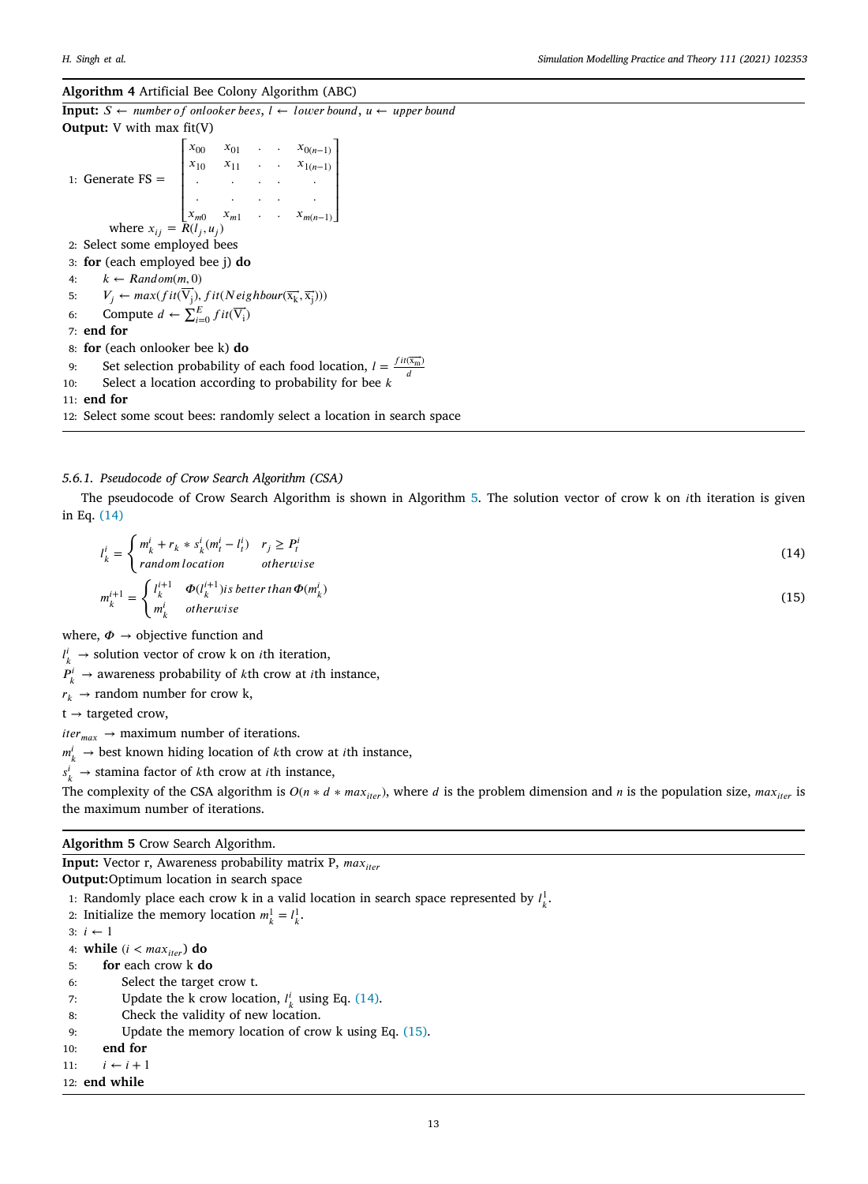**Algorithm 4** Artificial Bee Colony Algorithm (ABC)

**Input:** $S \leftarrow$ *number of onlooker bees*, $l \leftarrow$ *lower bound*, $u \leftarrow$ *upper bound*
**Output:** V with max fit(V)

1: Generate FS = $\begin{bmatrix} x_{00} & x_{01} & . & . & x_{0(n-1)} \\ x_{10} & x_{11} & . & . & x_{1(n-1)} \\ . & . & . & . & . \\ . & . & . & . & . \\ x_{m0} & x_{m1} & . & . & x_{m(n-1)} \end{bmatrix}$
 where $x_{ij} = R(l_j, u_j)$
2: Select some employed bees
3: **for** (each employed bee j) **do**
4:  $k \leftarrow Random(m, 0)$
5:  $V_j \leftarrow max(fit(\overline{V_j}), fit(Neighbour(\overline{x_k}, \overline{x_j})))$
6:  Compute $d \leftarrow \sum_{i=0}^{E} fit(\overline{V_i})$
7: **end for**
8: **for** (each onlooker bee k) **do**
9:  Set selection probability of each food location, $l = \frac{fit(\overline{x_m})}{d}$
10:  Select a location according to probability for bee $k$
11: **end for**
12: Select some scout bees: randomly select a location in search space

#### 5.6.1. Pseudocode of Crow Search Algorithm (CSA)

The pseudocode of Crow Search Algorithm is shown in Algorithm 5. The solution vector of crow k on $i$th iteration is given in Eq. (14)

$$l_k^i = \begin{cases} m_k^i + r_k * s_k^i(m_t^i - l_t^i) & r_j \geq P_t^i \\ random\, location & otherwise \end{cases} \tag{14}$$

$$m_k^{i+1} = \begin{cases} l_k^{i+1} & \Phi(l_k^{i+1}) is\, better\, than\, \Phi(m_k^i) \\ m_k^i & otherwise \end{cases} \tag{15}$$

where, $\Phi$ → objective function and
$l_k^i$ → solution vector of crow k on $i$th iteration,
$P_k^i$ → awareness probability of $k$th crow at $i$th instance,
$r_k$ → random number for crow k,
t → targeted crow,
$iter_{max}$ → maximum number of iterations.
$m_k^i$ → best known hiding location of $k$th crow at $i$th instance,
$s_k^i$ → stamina factor of $k$th crow at $i$th instance,
The complexity of the CSA algorithm is $O(n * d * max_{iter})$, where $d$ is the problem dimension and $n$ is the population size, $max_{iter}$ is the maximum number of iterations.

**Algorithm 5** Crow Search Algorithm.

**Input:** Vector r, Awareness probability matrix P, $max_{iter}$
**Output:** Optimum location in search space

1: Randomly place each crow k in a valid location in search space represented by $l_k^1$.
2: Initialize the memory location $m_k^1 = l_k^1$.
3: $i \leftarrow 1$
4: **while** ($i < max_{iter}$) **do**
5:  **for** each crow k **do**
6:   Select the target crow t.
7:   Update the k crow location, $l_k^i$ using Eq. (14).
8:   Check the validity of new location.
9:   Update the memory location of crow k using Eq. (15).
10:  **end for**
11:  $i \leftarrow i + 1$
12: **end while**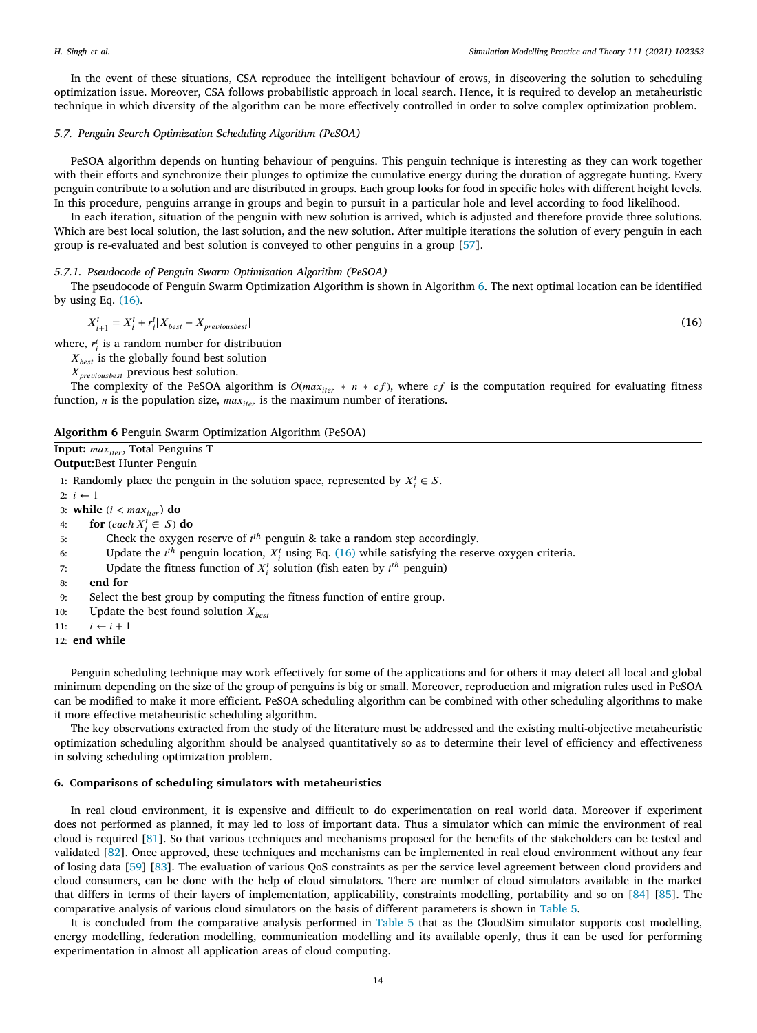In the event of these situations, CSA reproduce the intelligent behaviour of crows, in discovering the solution to scheduling optimization issue. Moreover, CSA follows probabilistic approach in local search. Hence, it is required to develop an metaheuristic technique in which diversity of the algorithm can be more effectively controlled in order to solve complex optimization problem.

### 5.7. Penguin Search Optimization Scheduling Algorithm (PeSOA)

PeSOA algorithm depends on hunting behaviour of penguins. This penguin technique is interesting as they can work together with their efforts and synchronize their plunges to optimize the cumulative energy during the duration of aggregate hunting. Every penguin contribute to a solution and are distributed in groups. Each group looks for food in specific holes with different height levels. In this procedure, penguins arrange in groups and begin to pursuit in a particular hole and level according to food likelihood.

In each iteration, situation of the penguin with new solution is arrived, which is adjusted and therefore provide three solutions. Which are best local solution, the last solution, and the new solution. After multiple iterations the solution of every penguin in each group is re-evaluated and best solution is conveyed to other penguins in a group [57].

#### 5.7.1. Pseudocode of Penguin Swarm Optimization Algorithm (PeSOA)

The pseudocode of Penguin Swarm Optimization Algorithm is shown in Algorithm 6. The next optimal location can be identified by using Eq. (16).

$$X_{i+1}^{t} = X_{i}^{t} + r_{i}^{t}|X_{best} - X_{previousbest}| \tag{16}$$

where, $r_i^t$ is a random number for distribution

$X_{best}$ is the globally found best solution

$X_{previousbest}$ previous best solution.

The complexity of the PeSOA algorithm is $O(max_{iter} * n * cf)$, where $cf$ is the computation required for evaluating fitness function, $n$ is the population size, $max_{iter}$ is the maximum number of iterations.

**Algorithm 6** Penguin Swarm Optimization Algorithm (PeSOA)

**Input:** $max_{iter}$, Total Penguins T
**Output:** Best Hunter Penguin

```
1: Randomly place the penguin in the solution space, represented by X_i^t ∈ S.
2: i ← 1
3: while (i < max_iter) do
4:     for (each X_i^t ∈ S) do
5:         Check the oxygen reserve of t^th penguin & take a random step accordingly.
6:         Update the t^th penguin location, X_i^t using Eq. (16) while satisfying the reserve oxygen criteria.
7:         Update the fitness function of X_i^t solution (fish eaten by t^th penguin)
8:     end for
9:     Select the best group by computing the fitness function of entire group.
10:    Update the best found solution X_best
11:    i ← i + 1
12: end while
```

Penguin scheduling technique may work effectively for some of the applications and for others it may detect all local and global minimum depending on the size of the group of penguins is big or small. Moreover, reproduction and migration rules used in PeSOA can be modified to make it more efficient. PeSOA scheduling algorithm can be combined with other scheduling algorithms to make it more effective metaheuristic scheduling algorithm.

The key observations extracted from the study of the literature must be addressed and the existing multi-objective metaheuristic optimization scheduling algorithm should be analysed quantitatively so as to determine their level of efficiency and effectiveness in solving scheduling optimization problem.

## 6. Comparisons of scheduling simulators with metaheuristics

In real cloud environment, it is expensive and difficult to do experimentation on real world data. Moreover if experiment does not performed as planned, it may led to loss of important data. Thus a simulator which can mimic the environment of real cloud is required [81]. So that various techniques and mechanisms proposed for the benefits of the stakeholders can be tested and validated [82]. Once approved, these techniques and mechanisms can be implemented in real cloud environment without any fear of losing data [59] [83]. The evaluation of various QoS constraints as per the service level agreement between cloud providers and cloud consumers, can be done with the help of cloud simulators. There are number of cloud simulators available in the market that differs in terms of their layers of implementation, applicability, constraints modelling, portability and so on [84] [85]. The comparative analysis of various cloud simulators on the basis of different parameters is shown in Table 5.

It is concluded from the comparative analysis performed in Table 5 that as the CloudSim simulator supports cost modelling, energy modelling, federation modelling, communication modelling and its available openly, thus it can be used for performing experimentation in almost all application areas of cloud computing.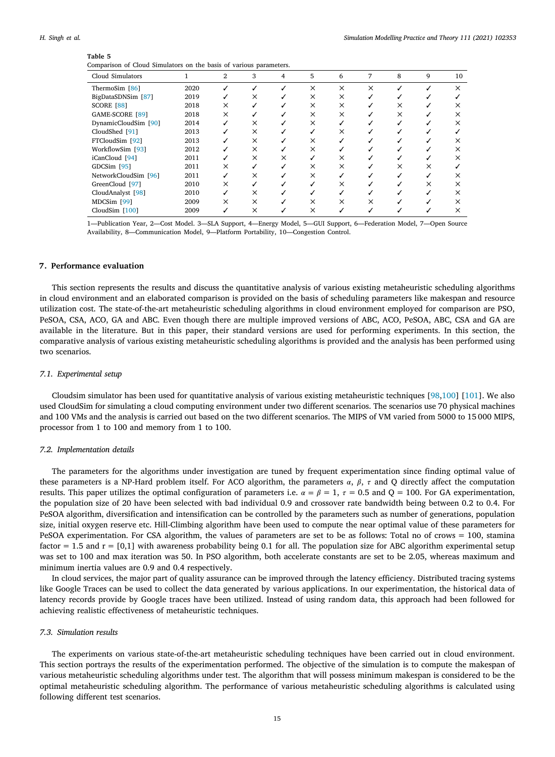**Table 5**
Comparison of Cloud Simulators on the basis of various parameters.

| Cloud Simulators | 1 | 2 | 3 | 4 | 5 | 6 | 7 | 8 | 9 | 10 |
|---|---|---|---|---|---|---|---|---|---|---|
| ThermoSim [86] | 2020 | ✓ | ✓ | ✓ | × | × | × | ✓ | ✓ | × |
| BigDataSDNSim [87] | 2019 | ✓ | × | ✓ | × | × | ✓ | ✓ | ✓ | ✓ |
| SCORE [88] | 2018 | × | ✓ | ✓ | × | × | ✓ | × | ✓ | × |
| GAME-SCORE [89] | 2018 | × | ✓ | ✓ | × | × | ✓ | × | ✓ | × |
| DynamicCloudSim [90] | 2014 | ✓ | × | ✓ | × | ✓ | ✓ | ✓ | ✓ | × |
| CloudShed [91] | 2013 | ✓ | × | ✓ | ✓ | × | ✓ | ✓ | ✓ | ✓ |
| FTCloudSim [92] | 2013 | ✓ | × | ✓ | × | ✓ | ✓ | ✓ | ✓ | × |
| WorkflowSim [93] | 2012 | ✓ | × | ✓ | × | ✓ | ✓ | ✓ | ✓ | × |
| iCanCloud [94] | 2011 | ✓ | × | × | ✓ | × | ✓ | ✓ | ✓ | × |
| GDCSim [95] | 2011 | × | ✓ | ✓ | × | × | ✓ | × | × | ✓ |
| NetworkCloudSim [96] | 2011 | ✓ | × | ✓ | × | ✓ | ✓ | ✓ | ✓ | × |
| GreenCloud [97] | 2010 | × | ✓ | ✓ | ✓ | × | ✓ | ✓ | × | × |
| CloudAnalyst [98] | 2010 | ✓ | × | ✓ | ✓ | ✓ | ✓ | ✓ | ✓ | × |
| MDCSim [99] | 2009 | × | × | ✓ | × | × | × | ✓ | ✓ | × |
| CloudSim [100] | 2009 | ✓ | × | ✓ | × | ✓ | ✓ | ✓ | ✓ | × |

1—Publication Year, 2—Cost Model. 3—SLA Support, 4—Energy Model, 5—GUI Support, 6—Federation Model, 7—Open Source Availability, 8—Communication Model, 9—Platform Portability, 10—Congestion Control.

## 7. Performance evaluation

This section represents the results and discuss the quantitative analysis of various existing metaheuristic scheduling algorithms in cloud environment and an elaborated comparison is provided on the basis of scheduling parameters like makespan and resource utilization cost. The state-of-the-art metaheuristic scheduling algorithms in cloud environment employed for comparison are PSO, PeSOA, CSA, ACO, GA and ABC. Even though there are multiple improved versions of ABC, ACO, PeSOA, ABC, CSA and GA are available in the literature. But in this paper, their standard versions are used for performing experiments. In this section, the comparative analysis of various existing metaheuristic scheduling algorithms is provided and the analysis has been performed using two scenarios.

### 7.1. Experimental setup

Cloudsim simulator has been used for quantitative analysis of various existing metaheuristic techniques [98,100] [101]. We also used CloudSim for simulating a cloud computing environment under two different scenarios. The scenarios use 70 physical machines and 100 VMs and the analysis is carried out based on the two different scenarios. The MIPS of VM varied from 5000 to 15 000 MIPS, processor from 1 to 100 and memory from 1 to 100.

### 7.2. Implementation details

The parameters for the algorithms under investigation are tuned by frequent experimentation since finding optimal value of these parameters is a NP-Hard problem itself. For ACO algorithm, the parameters $\alpha$, $\beta$, $\tau$ and Q directly affect the computation results. This paper utilizes the optimal configuration of parameters i.e. $\alpha = \beta = 1$, $\tau = 0.5$ and Q = 100. For GA experimentation, the population size of 20 have been selected with bad individual 0.9 and crossover rate bandwidth being between 0.2 to 0.4. For PeSOA algorithm, diversification and intensification can be controlled by the parameters such as number of generations, population size, initial oxygen reserve etc. Hill-Climbing algorithm have been used to compute the near optimal value of these parameters for PeSOA experimentation. For CSA algorithm, the values of parameters are set to be as follows: Total no of crows = 100, stamina factor = 1.5 and r = [0,1] with awareness probability being 0.1 for all. The population size for ABC algorithm experimental setup was set to 100 and max iteration was 50. In PSO algorithm, both accelerate constants are set to be 2.05, whereas maximum and minimum inertia values are 0.9 and 0.4 respectively.

In cloud services, the major part of quality assurance can be improved through the latency efficiency. Distributed tracing systems like Google Traces can be used to collect the data generated by various applications. In our experimentation, the historical data of latency records provide by Google traces have been utilized. Instead of using random data, this approach had been followed for achieving realistic effectiveness of metaheuristic techniques.

### 7.3. Simulation results

The experiments on various state-of-the-art metaheuristic scheduling techniques have been carried out in cloud environment. This section portrays the results of the experimentation performed. The objective of the simulation is to compute the makespan of various metaheuristic scheduling algorithms under test. The algorithm that will possess minimum makespan is considered to be the optimal metaheuristic scheduling algorithm. The performance of various metaheuristic scheduling algorithms is calculated using following different test scenarios.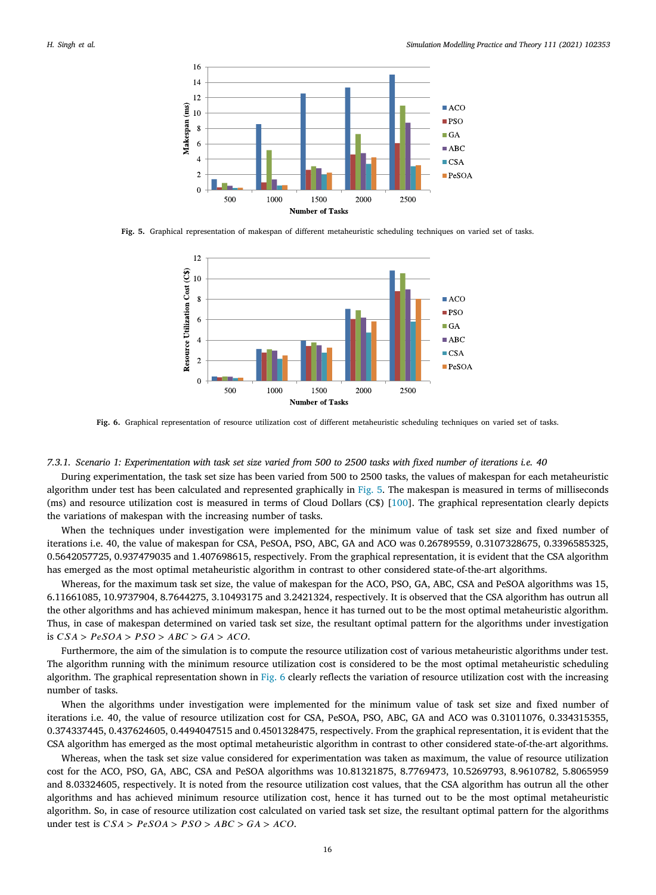Fig. 5. Graphical representation of makespan of different metaheuristic scheduling techniques on varied set of tasks.

Fig. 6. Graphical representation of resource utilization cost of different metaheuristic scheduling techniques on varied set of tasks.

#### 7.3.1. Scenario 1: Experimentation with task set size varied from 500 to 2500 tasks with fixed number of iterations i.e. 40

During experimentation, the task set size has been varied from 500 to 2500 tasks, the values of makespan for each metaheuristic algorithm under test has been calculated and represented graphically in Fig. 5. The makespan is measured in terms of milliseconds (ms) and resource utilization cost is measured in terms of Cloud Dollars (C$) [100]. The graphical representation clearly depicts the variations of makespan with the increasing number of tasks.

When the techniques under investigation were implemented for the minimum value of task set size and fixed number of iterations i.e. 40, the value of makespan for CSA, PeSOA, PSO, ABC, GA and ACO was 0.26789559, 0.3107328675, 0.3396585325, 0.5642057725, 0.937479035 and 1.407698615, respectively. From the graphical representation, it is evident that the CSA algorithm has emerged as the most optimal metaheuristic algorithm in contrast to other considered state-of-the-art algorithms.

Whereas, for the maximum task set size, the value of makespan for the ACO, PSO, GA, ABC, CSA and PeSOA algorithms was 15, 6.11661085, 10.9737904, 8.7644275, 3.10493175 and 3.2421324, respectively. It is observed that the CSA algorithm has outrun all the other algorithms and has achieved minimum makespan, hence it has turned out to be the most optimal metaheuristic algorithm. Thus, in case of makespan determined on varied task set size, the resultant optimal pattern for the algorithms under investigation is $CSA > PeSOA > PSO > ABC > GA > ACO$.

Furthermore, the aim of the simulation is to compute the resource utilization cost of various metaheuristic algorithms under test. The algorithm running with the minimum resource utilization cost is considered to be the most optimal metaheuristic scheduling algorithm. The graphical representation shown in Fig. 6 clearly reflects the variation of resource utilization cost with the increasing number of tasks.

When the algorithms under investigation were implemented for the minimum value of task set size and fixed number of iterations i.e. 40, the value of resource utilization cost for CSA, PeSOA, PSO, ABC, GA and ACO was 0.31011076, 0.334315355, 0.374337445, 0.437624605, 0.4494047515 and 0.4501328475, respectively. From the graphical representation, it is evident that the CSA algorithm has emerged as the most optimal metaheuristic algorithm in contrast to other considered state-of-the-art algorithms.

Whereas, when the task set size value considered for experimentation was taken as maximum, the value of resource utilization cost for the ACO, PSO, GA, ABC, CSA and PeSOA algorithms was 10.81321875, 8.7769473, 10.5269793, 8.9610782, 5.8065959 and 8.03324605, respectively. It is noted from the resource utilization cost values, that the CSA algorithm has outrun all the other algorithms and has achieved minimum resource utilization cost, hence it has turned out to be the most optimal metaheuristic algorithm. So, in case of resource utilization cost calculated on varied task set size, the resultant optimal pattern for the algorithms under test is $CSA > PeSOA > PSO > ABC > GA > ACO$.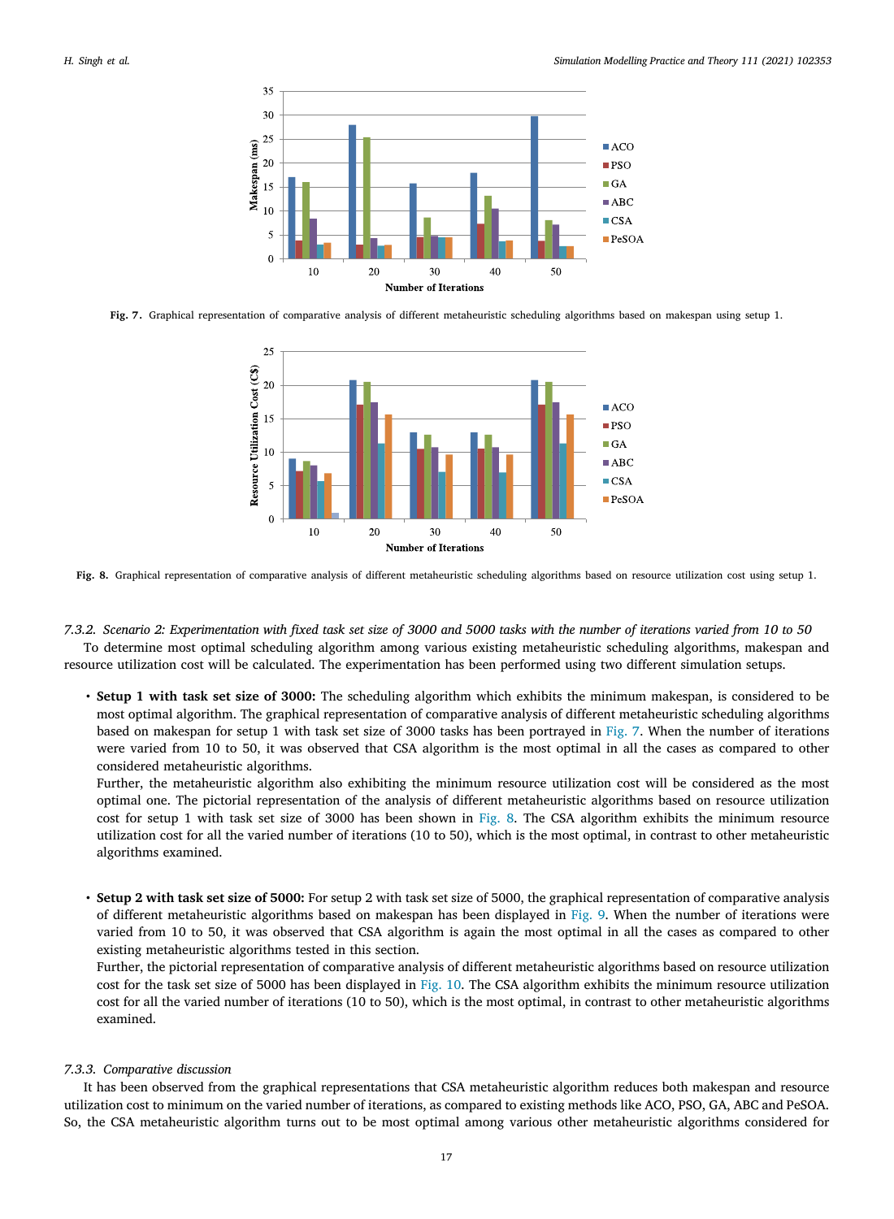Fig. 7. Graphical representation of comparative analysis of different metaheuristic scheduling algorithms based on makespan using setup 1.

Fig. 8. Graphical representation of comparative analysis of different metaheuristic scheduling algorithms based on resource utilization cost using setup 1.

#### 7.3.2. Scenario 2: Experimentation with fixed task set size of 3000 and 5000 tasks with the number of iterations varied from 10 to 50

To determine most optimal scheduling algorithm among various existing metaheuristic scheduling algorithms, makespan and resource utilization cost will be calculated. The experimentation has been performed using two different simulation setups.

- **Setup 1 with task set size of 3000:** The scheduling algorithm which exhibits the minimum makespan, is considered to be most optimal algorithm. The graphical representation of comparative analysis of different metaheuristic scheduling algorithms based on makespan for setup 1 with task set size of 3000 tasks has been portrayed in Fig. 7. When the number of iterations were varied from 10 to 50, it was observed that CSA algorithm is the most optimal in all the cases as compared to other considered metaheuristic algorithms.

  Further, the metaheuristic algorithm also exhibiting the minimum resource utilization cost will be considered as the most optimal one. The pictorial representation of the analysis of different metaheuristic algorithms based on resource utilization cost for setup 1 with task set size of 3000 has been shown in Fig. 8. The CSA algorithm exhibits the minimum resource utilization cost for all the varied number of iterations (10 to 50), which is the most optimal, in contrast to other metaheuristic algorithms examined.

- **Setup 2 with task set size of 5000:** For setup 2 with task set size of 5000, the graphical representation of comparative analysis of different metaheuristic algorithms based on makespan has been displayed in Fig. 9. When the number of iterations were varied from 10 to 50, it was observed that CSA algorithm is again the most optimal in all the cases as compared to other existing metaheuristic algorithms tested in this section.

  Further, the pictorial representation of comparative analysis of different metaheuristic algorithms based on resource utilization cost for the task set size of 5000 has been displayed in Fig. 10. The CSA algorithm exhibits the minimum resource utilization cost for all the varied number of iterations (10 to 50), which is the most optimal, in contrast to other metaheuristic algorithms examined.

#### 7.3.3. Comparative discussion

It has been observed from the graphical representations that CSA metaheuristic algorithm reduces both makespan and resource utilization cost to minimum on the varied number of iterations, as compared to existing methods like ACO, PSO, GA, ABC and PeSOA. So, the CSA metaheuristic algorithm turns out to be most optimal among various other metaheuristic algorithms considered for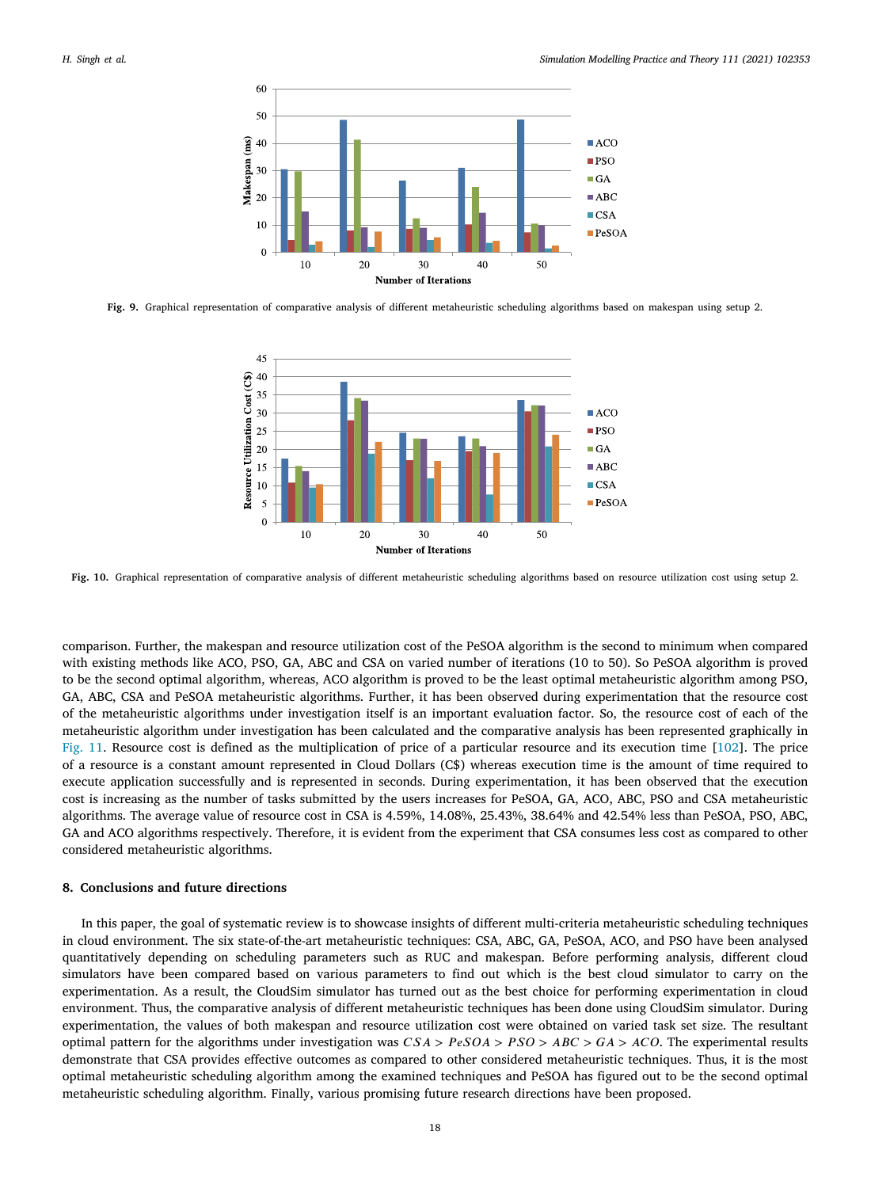Fig. 9. Graphical representation of comparative analysis of different metaheuristic scheduling algorithms based on makespan using setup 2.

Fig. 10. Graphical representation of comparative analysis of different metaheuristic scheduling algorithms based on resource utilization cost using setup 2.

comparison. Further, the makespan and resource utilization cost of the PeSOA algorithm is the second to minimum when compared with existing methods like ACO, PSO, GA, ABC and CSA on varied number of iterations (10 to 50). So PeSOA algorithm is proved to be the second optimal algorithm, whereas, ACO algorithm is proved to be the least optimal metaheuristic algorithm among PSO, GA, ABC, CSA and PeSOA metaheuristic algorithms. Further, it has been observed during experimentation that the resource cost of the metaheuristic algorithms under investigation itself is an important evaluation factor. So, the resource cost of each of the metaheuristic algorithm under investigation has been calculated and the comparative analysis has been represented graphically in Fig. 11. Resource cost is defined as the multiplication of price of a particular resource and its execution time [102]. The price of a resource is a constant amount represented in Cloud Dollars (C$) whereas execution time is the amount of time required to execute application successfully and is represented in seconds. During experimentation, it has been observed that the execution cost is increasing as the number of tasks submitted by the users increases for PeSOA, GA, ACO, ABC, PSO and CSA metaheuristic algorithms. The average value of resource cost in CSA is 4.59%, 14.08%, 25.43%, 38.64% and 42.54% less than PeSOA, PSO, ABC, GA and ACO algorithms respectively. Therefore, it is evident from the experiment that CSA consumes less cost as compared to other considered metaheuristic algorithms.

## 8. Conclusions and future directions

In this paper, the goal of systematic review is to showcase insights of different multi-criteria metaheuristic scheduling techniques in cloud environment. The six state-of-the-art metaheuristic techniques: CSA, ABC, GA, PeSOA, ACO, and PSO have been analysed quantitatively depending on scheduling parameters such as RUC and makespan. Before performing analysis, different cloud simulators have been compared based on various parameters to find out which is the best cloud simulator to carry on the experimentation. As a result, the CloudSim simulator has turned out as the best choice for performing experimentation in cloud environment. Thus, the comparative analysis of different metaheuristic techniques has been done using CloudSim simulator. During experimentation, the values of both makespan and resource utilization cost were obtained on varied task set size. The resultant optimal pattern for the algorithms under investigation was $CSA > PeSOA > PSO > ABC > GA > ACO$. The experimental results demonstrate that CSA provides effective outcomes as compared to other considered metaheuristic techniques. Thus, it is the most optimal metaheuristic scheduling algorithm among the examined techniques and PeSOA has figured out to be the second optimal metaheuristic scheduling algorithm. Finally, various promising future research directions have been proposed.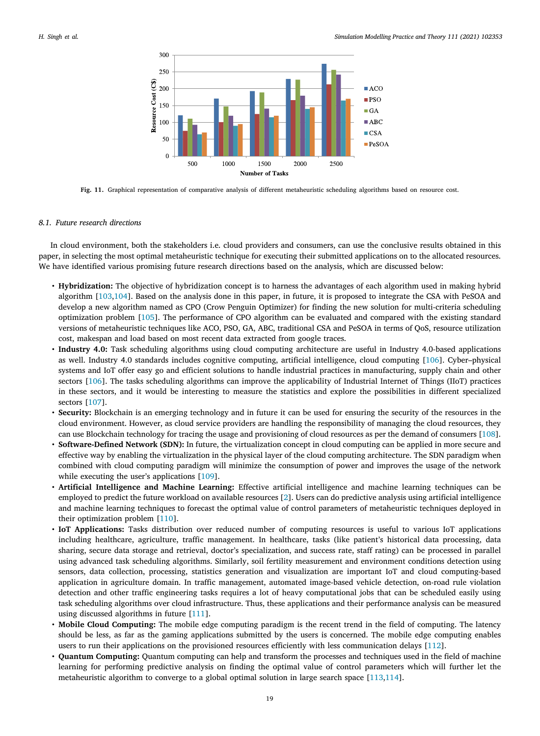Fig. 11. Graphical representation of comparative analysis of different metaheuristic scheduling algorithms based on resource cost.

### 8.1. Future research directions

In cloud environment, both the stakeholders i.e. cloud providers and consumers, can use the conclusive results obtained in this paper, in selecting the most optimal metaheuristic technique for executing their submitted applications on to the allocated resources. We have identified various promising future research directions based on the analysis, which are discussed below:

- **Hybridization:** The objective of hybridization concept is to harness the advantages of each algorithm used in making hybrid algorithm [103,104]. Based on the analysis done in this paper, in future, it is proposed to integrate the CSA with PeSOA and develop a new algorithm named as CPO (Crow Penguin Optimizer) for finding the new solution for multi-criteria scheduling optimization problem [105]. The performance of CPO algorithm can be evaluated and compared with the existing standard versions of metaheuristic techniques like ACO, PSO, GA, ABC, traditional CSA and PeSOA in terms of QoS, resource utilization cost, makespan and load based on most recent data extracted from google traces.
- **Industry 4.0:** Task scheduling algorithms using cloud computing architecture are useful in Industry 4.0-based applications as well. Industry 4.0 standards includes cognitive computing, artificial intelligence, cloud computing [106]. Cyber–physical systems and IoT offer easy go and efficient solutions to handle industrial practices in manufacturing, supply chain and other sectors [106]. The tasks scheduling algorithms can improve the applicability of Industrial Internet of Things (IIoT) practices in these sectors, and it would be interesting to measure the statistics and explore the possibilities in different specialized sectors [107].
- **Security:** Blockchain is an emerging technology and in future it can be used for ensuring the security of the resources in the cloud environment. However, as cloud service providers are handling the responsibility of managing the cloud resources, they can use Blockchain technology for tracing the usage and provisioning of cloud resources as per the demand of consumers [108].
- **Software-Defined Network (SDN):** In future, the virtualization concept in cloud computing can be applied in more secure and effective way by enabling the virtualization in the physical layer of the cloud computing architecture. The SDN paradigm when combined with cloud computing paradigm will minimize the consumption of power and improves the usage of the network while executing the user's applications [109].
- **Artificial Intelligence and Machine Learning:** Effective artificial intelligence and machine learning techniques can be employed to predict the future workload on available resources [2]. Users can do predictive analysis using artificial intelligence and machine learning techniques to forecast the optimal value of control parameters of metaheuristic techniques deployed in their optimization problem [110].
- **IoT Applications:** Tasks distribution over reduced number of computing resources is useful to various IoT applications including healthcare, agriculture, traffic management. In healthcare, tasks (like patient's historical data processing, data sharing, secure data storage and retrieval, doctor's specialization, and success rate, staff rating) can be processed in parallel using advanced task scheduling algorithms. Similarly, soil fertility measurement and environment conditions detection using sensors, data collection, processing, statistics generation and visualization are important IoT and cloud computing-based application in agriculture domain. In traffic management, automated image-based vehicle detection, on-road rule violation detection and other traffic engineering tasks requires a lot of heavy computational jobs that can be scheduled easily using task scheduling algorithms over cloud infrastructure. Thus, these applications and their performance analysis can be measured using discussed algorithms in future [111].
- **Mobile Cloud Computing:** The mobile edge computing paradigm is the recent trend in the field of computing. The latency should be less, as far as the gaming applications submitted by the users is concerned. The mobile edge computing enables users to run their applications on the provisioned resources efficiently with less communication delays [112].
- **Quantum Computing:** Quantum computing can help and transform the processes and techniques used in the field of machine learning for performing predictive analysis on finding the optimal value of control parameters which will further let the metaheuristic algorithm to converge to a global optimal solution in large search space [113,114].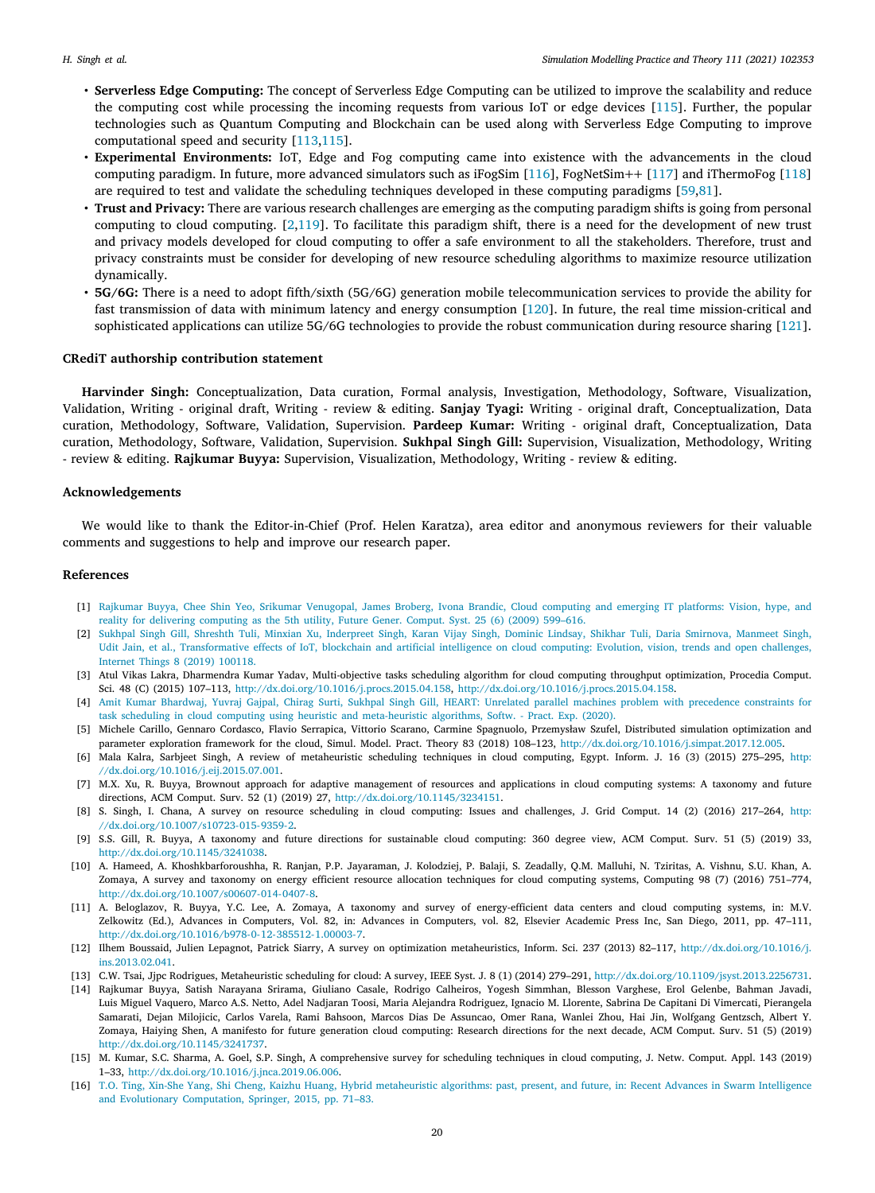- **Serverless Edge Computing:** The concept of Serverless Edge Computing can be utilized to improve the scalability and reduce the computing cost while processing the incoming requests from various IoT or edge devices [115]. Further, the popular technologies such as Quantum Computing and Blockchain can be used along with Serverless Edge Computing to improve computational speed and security [113,115].
- **Experimental Environments:** IoT, Edge and Fog computing came into existence with the advancements in the cloud computing paradigm. In future, more advanced simulators such as iFogSim [116], FogNetSim++ [117] and iThermoFog [118] are required to test and validate the scheduling techniques developed in these computing paradigms [59,81].
- **Trust and Privacy:** There are various research challenges are emerging as the computing paradigm shifts is going from personal computing to cloud computing. [2,119]. To facilitate this paradigm shift, there is a need for the development of new trust and privacy models developed for cloud computing to offer a safe environment to all the stakeholders. Therefore, trust and privacy constraints must be consider for developing of new resource scheduling algorithms to maximize resource utilization dynamically.
- **5G/6G:** There is a need to adopt fifth/sixth (5G/6G) generation mobile telecommunication services to provide the ability for fast transmission of data with minimum latency and energy consumption [120]. In future, the real time mission-critical and sophisticated applications can utilize 5G/6G technologies to provide the robust communication during resource sharing [121].

## CRediT authorship contribution statement

**Harvinder Singh:** Conceptualization, Data curation, Formal analysis, Investigation, Methodology, Software, Visualization, Validation, Writing - original draft, Writing - review & editing. **Sanjay Tyagi:** Writing - original draft, Conceptualization, Data curation, Methodology, Software, Validation, Supervision. **Pardeep Kumar:** Writing - original draft, Conceptualization, Data curation, Methodology, Software, Validation, Supervision. **Sukhpal Singh Gill:** Supervision, Visualization, Methodology, Writing - review & editing. **Rajkumar Buyya:** Supervision, Visualization, Methodology, Writing - review & editing.

## Acknowledgements

We would like to thank the Editor-in-Chief (Prof. Helen Karatza), area editor and anonymous reviewers for their valuable comments and suggestions to help and improve our research paper.

## References

[1] Rajkumar Buyya, Chee Shin Yeo, Srikumar Venugopal, James Broberg, Ivona Brandic, Cloud computing and emerging IT platforms: Vision, hype, and reality for delivering computing as the 5th utility, Future Gener. Comput. Syst. 25 (6) (2009) 599–616.

[2] Sukhpal Singh Gill, Shreshth Tuli, Minxian Xu, Inderpreet Singh, Karan Vijay Singh, Dominic Lindsay, Shikhar Tuli, Daria Smirnova, Manmeet Singh, Udit Jain, et al., Transformative effects of IoT, blockchain and artificial intelligence on cloud computing: Evolution, vision, trends and open challenges, Internet Things 8 (2019) 100118.

[3] Atul Vikas Lakra, Dharmendra Kumar Yadav, Multi-objective tasks scheduling algorithm for cloud computing throughput optimization, Procedia Comput. Sci. 48 (C) (2015) 107–113, http://dx.doi.org/10.1016/j.procs.2015.04.158, http://dx.doi.org/10.1016/j.procs.2015.04.158.

[4] Amit Kumar Bhardwaj, Yuvraj Gajpal, Chirag Surti, Sukhpal Singh Gill, HEART: Unrelated parallel machines problem with precedence constraints for task scheduling in cloud computing using heuristic and meta-heuristic algorithms, Softw. - Pract. Exp. (2020).

[5] Michele Carillo, Gennaro Cordasco, Flavio Serrapica, Vittorio Scarano, Carmine Spagnuolo, Przemysław Szufel, Distributed simulation optimization and parameter exploration framework for the cloud, Simul. Model. Pract. Theory 83 (2018) 108–123, http://dx.doi.org/10.1016/j.simpat.2017.12.005.

[6] Mala Kalra, Sarbjeet Singh, A review of metaheuristic scheduling techniques in cloud computing, Egypt. Inform. J. 16 (3) (2015) 275–295, http://dx.doi.org/10.1016/j.eij.2015.07.001.

[7] M.X. Xu, R. Buyya, Brownout approach for adaptive management of resources and applications in cloud computing systems: A taxonomy and future directions, ACM Comput. Surv. 52 (1) (2019) 27, http://dx.doi.org/10.1145/3234151.

[8] S. Singh, I. Chana, A survey on resource scheduling in cloud computing: Issues and challenges, J. Grid Comput. 14 (2) (2016) 217–264, http://dx.doi.org/10.1007/s10723-015-9359-2.

[9] S.S. Gill, R. Buyya, A taxonomy and future directions for sustainable cloud computing: 360 degree view, ACM Comput. Surv. 51 (5) (2019) 33, http://dx.doi.org/10.1145/3241038.

[10] A. Hameed, A. Khoshkbarforoushha, R. Ranjan, P.P. Jayaraman, J. Kolodziej, P. Balaji, S. Zeadally, Q.M. Malluhi, N. Tziritas, A. Vishnu, S.U. Khan, A. Zomaya, A survey and taxonomy on energy efficient resource allocation techniques for cloud computing systems, Computing 98 (7) (2016) 751–774, http://dx.doi.org/10.1007/s00607-014-0407-8.

[11] A. Beloglazov, R. Buyya, Y.C. Lee, A. Zomaya, A taxonomy and survey of energy-efficient data centers and cloud computing systems, in: M.V. Zelkowitz (Ed.), Advances in Computers, Vol. 82, in: Advances in Computers, vol. 82, Elsevier Academic Press Inc, San Diego, 2011, pp. 47–111, http://dx.doi.org/10.1016/b978-0-12-385512-1.00003-7.

[12] Ilhem Boussaid, Julien Lepagnot, Patrick Siarry, A survey on optimization metaheuristics, Inform. Sci. 237 (2013) 82–117, http://dx.doi.org/10.1016/j.ins.2013.02.041.

[13] C.W. Tsai, Jjpc Rodrigues, Metaheuristic scheduling for cloud: A survey, IEEE Syst. J. 8 (1) (2014) 279–291, http://dx.doi.org/10.1109/jsyst.2013.2256731.

[14] Rajkumar Buyya, Satish Narayana Srirama, Giuliano Casale, Rodrigo Calheiros, Yogesh Simmhan, Blesson Varghese, Erol Gelenbe, Bahman Javadi, Luis Miguel Vaquero, Marco A.S. Netto, Adel Nadjaran Toosi, Maria Alejandra Rodriguez, Ignacio M. Llorente, Sabrina De Capitani Di Vimercati, Pierangela Samarati, Dejan Milojicic, Carlos Varela, Rami Bahsoon, Marcos Dias De Assuncao, Omer Rana, Wanlei Zhou, Hai Jin, Wolfgang Gentzsch, Albert Y. Zomaya, Haiying Shen, A manifesto for future generation cloud computing: Research directions for the next decade, ACM Comput. Surv. 51 (5) (2019) http://dx.doi.org/10.1145/3241737.

[15] M. Kumar, S.C. Sharma, A. Goel, S.P. Singh, A comprehensive survey for scheduling techniques in cloud computing, J. Netw. Comput. Appl. 143 (2019) 1–33, http://dx.doi.org/10.1016/j.jnca.2019.06.006.

[16] T.O. Ting, Xin-She Yang, Shi Cheng, Kaizhu Huang, Hybrid metaheuristic algorithms: past, present, and future, in: Recent Advances in Swarm Intelligence and Evolutionary Computation, Springer, 2015, pp. 71–83.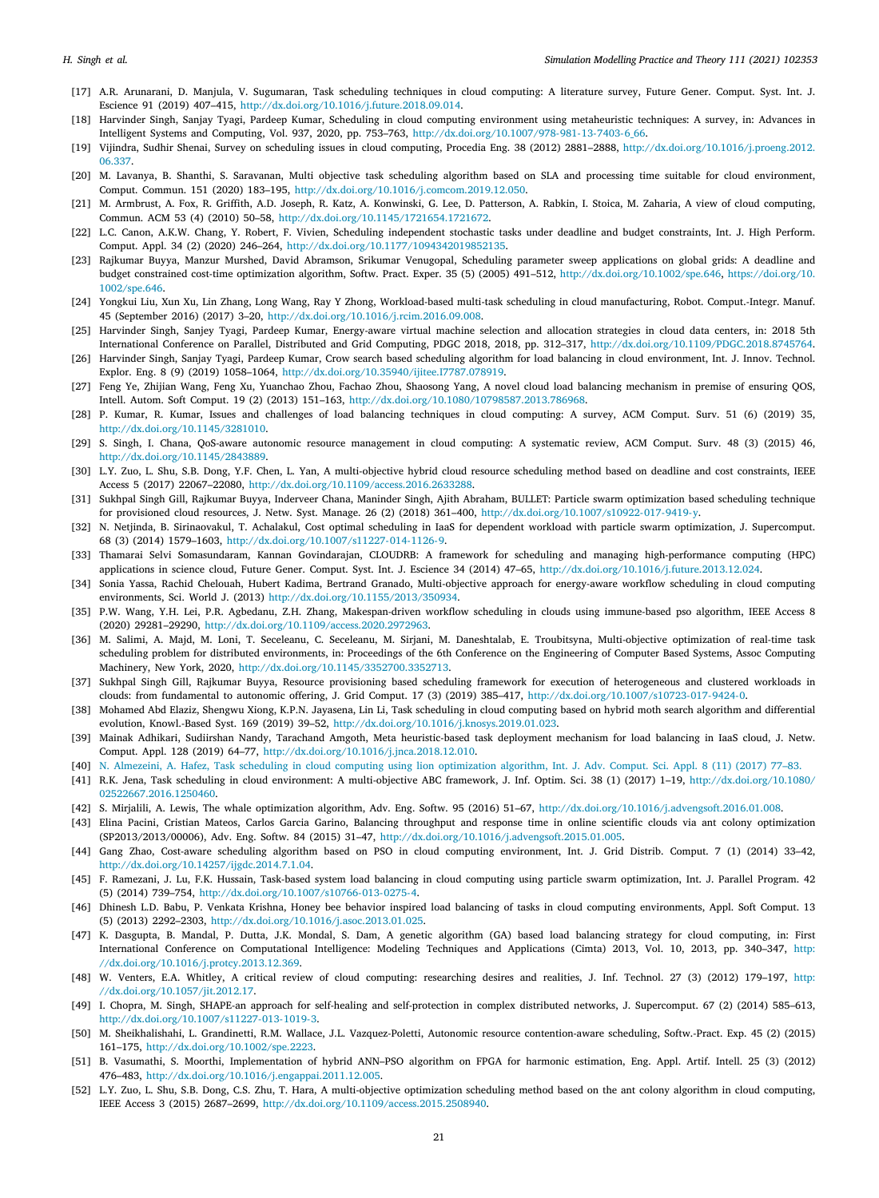[17] A.R. Arunarani, D. Manjula, V. Sugumaran, Task scheduling techniques in cloud computing: A literature survey, Future Gener. Comput. Syst. Int. J. Escience 91 (2019) 407–415, http://dx.doi.org/10.1016/j.future.2018.09.014.

[18] Harvinder Singh, Sanjay Tyagi, Pardeep Kumar, Scheduling in cloud computing environment using metaheuristic techniques: A survey, in: Advances in Intelligent Systems and Computing, Vol. 937, 2020, pp. 753–763, http://dx.doi.org/10.1007/978-981-13-7403-6_66.

[19] Vijindra, Sudhir Shenai, Survey on scheduling issues in cloud computing, Procedia Eng. 38 (2012) 2881–2888, http://dx.doi.org/10.1016/j.proeng.2012.06.337.

[20] M. Lavanya, B. Shanthi, S. Saravanan, Multi objective task scheduling algorithm based on SLA and processing time suitable for cloud environment, Comput. Commun. 151 (2020) 183–195, http://dx.doi.org/10.1016/j.comcom.2019.12.050.

[21] M. Armbrust, A. Fox, R. Griffith, A.D. Joseph, R. Katz, A. Konwinski, G. Lee, D. Patterson, A. Rabkin, I. Stoica, M. Zaharia, A view of cloud computing, Commun. ACM 53 (4) (2010) 50–58, http://dx.doi.org/10.1145/1721654.1721672.

[22] L.C. Canon, A.K.W. Chang, Y. Robert, F. Vivien, Scheduling independent stochastic tasks under deadline and budget constraints, Int. J. High Perform. Comput. Appl. 34 (2) (2020) 246–264, http://dx.doi.org/10.1177/1094342019852135.

[23] Rajkumar Buyya, Manzur Murshed, David Abramson, Srikumar Venugopal, Scheduling parameter sweep applications on global grids: A deadline and budget constrained cost-time optimization algorithm, Softw. Pract. Exper. 35 (5) (2005) 491–512, http://dx.doi.org/10.1002/spe.646, https://doi.org/10.1002/spe.646.

[24] Yongkui Liu, Xun Xu, Lin Zhang, Long Wang, Ray Y Zhong, Workload-based multi-task scheduling in cloud manufacturing, Robot. Comput.-Integr. Manuf. 45 (September 2016) (2017) 3–20, http://dx.doi.org/10.1016/j.rcim.2016.09.008.

[25] Harvinder Singh, Sanjey Tyagi, Pardeep Kumar, Energy-aware virtual machine selection and allocation strategies in cloud data centers, in: 2018 5th International Conference on Parallel, Distributed and Grid Computing, PDGC 2018, 2018, pp. 312–317, http://dx.doi.org/10.1109/PDGC.2018.8745764.

[26] Harvinder Singh, Sanjay Tyagi, Pardeep Kumar, Crow search based scheduling algorithm for load balancing in cloud environment, Int. J. Innov. Technol. Explor. Eng. 8 (9) (2019) 1058–1064, http://dx.doi.org/10.35940/ijitee.I7787.078919.

[27] Feng Ye, Zhijian Wang, Feng Xu, Yuanchao Zhou, Fachao Zhou, Shaosong Yang, A novel cloud load balancing mechanism in premise of ensuring QOS, Intell. Autom. Soft Comput. 19 (2) (2013) 151–163, http://dx.doi.org/10.1080/10798587.2013.786968.

[28] P. Kumar, R. Kumar, Issues and challenges of load balancing techniques in cloud computing: A survey, ACM Comput. Surv. 51 (6) (2019) 35, http://dx.doi.org/10.1145/3281010.

[29] S. Singh, I. Chana, QoS-aware autonomic resource management in cloud computing: A systematic review, ACM Comput. Surv. 48 (3) (2015) 46, http://dx.doi.org/10.1145/2843889.

[30] L.Y. Zuo, L. Shu, S.B. Dong, Y.F. Chen, L. Yan, A multi-objective hybrid cloud resource scheduling method based on deadline and cost constraints, IEEE Access 5 (2017) 22067–22080, http://dx.doi.org/10.1109/access.2016.2633288.

[31] Sukhpal Singh Gill, Rajkumar Buyya, Inderveer Chana, Maninder Singh, Ajith Abraham, BULLET: Particle swarm optimization based scheduling technique for provisioned cloud resources, J. Netw. Syst. Manage. 26 (2) (2018) 361–400, http://dx.doi.org/10.1007/s10922-017-9419-y.

[32] N. Netjinda, B. Sirinaovakul, T. Achalakul, Cost optimal scheduling in IaaS for dependent workload with particle swarm optimization, J. Supercomput. 68 (3) (2014) 1579–1603, http://dx.doi.org/10.1007/s11227-014-1126-9.

[33] Thamarai Selvi Somasundaram, Kannan Govindarajan, CLOUDRB: A framework for scheduling and managing high-performance computing (HPC) applications in science cloud, Future Gener. Comput. Syst. Int. J. Escience 34 (2014) 47–65, http://dx.doi.org/10.1016/j.future.2013.12.024.

[34] Sonia Yassa, Rachid Chelouah, Hubert Kadima, Bertrand Granado, Multi-objective approach for energy-aware workflow scheduling in cloud computing environments, Sci. World J. (2013) http://dx.doi.org/10.1155/2013/350934.

[35] P.W. Wang, Y.H. Lei, P.R. Agbedanu, Z.H. Zhang, Makespan-driven workflow scheduling in clouds using immune-based pso algorithm, IEEE Access 8 (2020) 29281–29290, http://dx.doi.org/10.1109/access.2020.2972963.

[36] M. Salimi, A. Majd, M. Loni, T. Seceleanu, C. Seceleanu, M. Sirjani, M. Daneshtalab, E. Troubitsyna, Multi-objective optimization of real-time task scheduling problem for distributed environments, in: Proceedings of the 6th Conference on the Engineering of Computer Based Systems, Assoc Computing Machinery, New York, 2020, http://dx.doi.org/10.1145/3352700.3352713.

[37] Sukhpal Singh Gill, Rajkumar Buyya, Resource provisioning based scheduling framework for execution of heterogeneous and clustered workloads in clouds: from fundamental to autonomic offering, J. Grid Comput. 17 (3) (2019) 385–417, http://dx.doi.org/10.1007/s10723-017-9424-0.

[38] Mohamed Abd Elaziz, Shengwu Xiong, K.P.N. Jayasena, Lin Li, Task scheduling in cloud computing based on hybrid moth search algorithm and differential evolution, Knowl.-Based Syst. 169 (2019) 39–52, http://dx.doi.org/10.1016/j.knosys.2019.01.023.

[39] Mainak Adhikari, Sudiirshan Nandy, Tarachand Amgoth, Meta heuristic-based task deployment mechanism for load balancing in IaaS cloud, J. Netw. Comput. Appl. 128 (2019) 64–77, http://dx.doi.org/10.1016/j.jnca.2018.12.010.

[40] N. Almezeini, A. Hafez, Task scheduling in cloud computing using lion optimization algorithm, Int. J. Adv. Comput. Sci. Appl. 8 (11) (2017) 77–83.

[41] R.K. Jena, Task scheduling in cloud environment: A multi-objective ABC framework, J. Inf. Optim. Sci. 38 (1) (2017) 1–19, http://dx.doi.org/10.1080/02522667.2016.1250460.

[42] S. Mirjalili, A. Lewis, The whale optimization algorithm, Adv. Eng. Softw. 95 (2016) 51–67, http://dx.doi.org/10.1016/j.advengsoft.2016.01.008.

[43] Elina Pacini, Cristian Mateos, Carlos Garcia Garino, Balancing throughput and response time in online scientific clouds via ant colony optimization (SP2013/2013/00006), Adv. Eng. Softw. 84 (2015) 31–47, http://dx.doi.org/10.1016/j.advengsoft.2015.01.005.

[44] Gang Zhao, Cost-aware scheduling algorithm based on PSO in cloud computing environment, Int. J. Grid Distrib. Comput. 7 (1) (2014) 33–42, http://dx.doi.org/10.14257/ijgdc.2014.7.1.04.

[45] F. Ramezani, J. Lu, F.K. Hussain, Task-based system load balancing in cloud computing using particle swarm optimization, Int. J. Parallel Program. 42 (5) (2014) 739–754, http://dx.doi.org/10.1007/s10766-013-0275-4.

[46] Dhinesh L.D. Babu, P. Venkata Krishna, Honey bee behavior inspired load balancing of tasks in cloud computing environments, Appl. Soft Comput. 13 (5) (2013) 2292–2303, http://dx.doi.org/10.1016/j.asoc.2013.01.025.

[47] K. Dasgupta, B. Mandal, P. Dutta, J.K. Mondal, S. Dam, A genetic algorithm (GA) based load balancing strategy for cloud computing, in: First International Conference on Computational Intelligence: Modeling Techniques and Applications (Cimta) 2013, Vol. 10, 2013, pp. 340–347, http://dx.doi.org/10.1016/j.protcy.2013.12.369.

[48] W. Venters, E.A. Whitley, A critical review of cloud computing: researching desires and realities, J. Inf. Technol. 27 (3) (2012) 179–197, http://dx.doi.org/10.1057/jit.2012.17.

[49] I. Chopra, M. Singh, SHAPE-an approach for self-healing and self-protection in complex distributed networks, J. Supercomput. 67 (2) (2014) 585–613, http://dx.doi.org/10.1007/s11227-013-1019-3.

[50] M. Sheikhalishahi, L. Grandinetti, R.M. Wallace, J.L. Vazquez-Poletti, Autonomic resource contention-aware scheduling, Softw.-Pract. Exp. 45 (2) (2015) 161–175, http://dx.doi.org/10.1002/spe.2223.

[51] B. Vasumathi, S. Moorthi, Implementation of hybrid ANN–PSO algorithm on FPGA for harmonic estimation, Eng. Appl. Artif. Intell. 25 (3) (2012) 476–483, http://dx.doi.org/10.1016/j.engappai.2011.12.005.

[52] L.Y. Zuo, L. Shu, S.B. Dong, C.S. Zhu, T. Hara, A multi-objective optimization scheduling method based on the ant colony algorithm in cloud computing, IEEE Access 3 (2015) 2687–2699, http://dx.doi.org/10.1109/access.2015.2508940.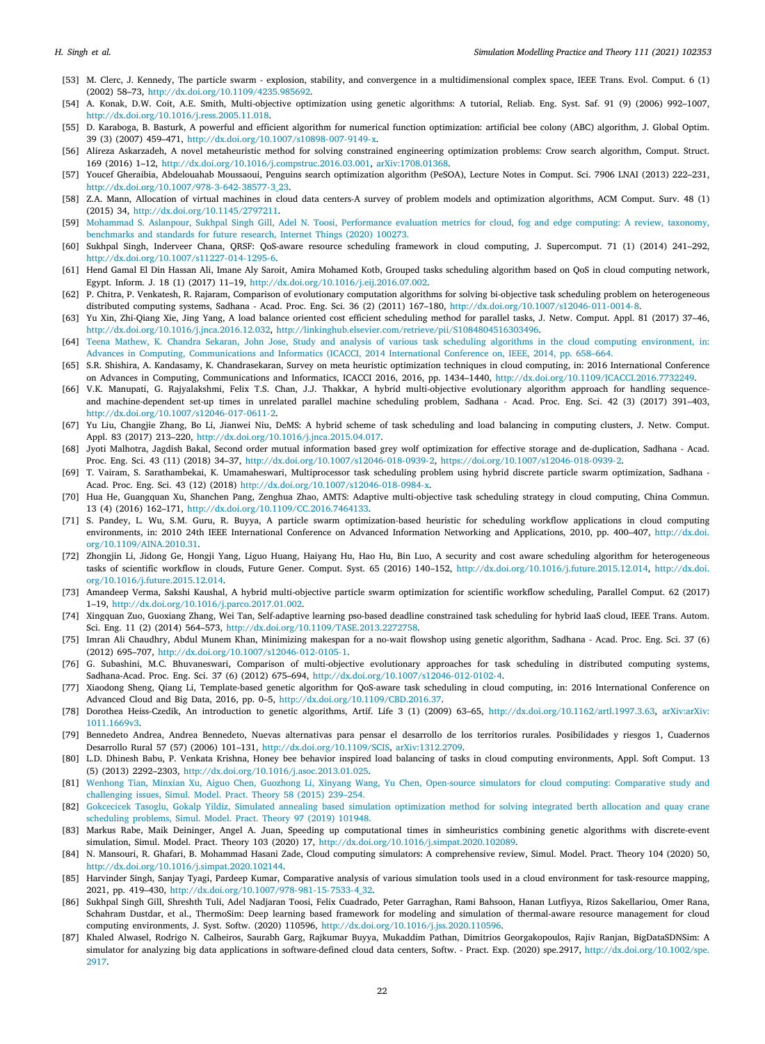[53] M. Clerc, J. Kennedy, The particle swarm - explosion, stability, and convergence in a multidimensional complex space, IEEE Trans. Evol. Comput. 6 (1) (2002) 58–73, http://dx.doi.org/10.1109/4235.985692.

[54] A. Konak, D.W. Coit, A.E. Smith, Multi-objective optimization using genetic algorithms: A tutorial, Reliab. Eng. Syst. Saf. 91 (9) (2006) 992–1007, http://dx.doi.org/10.1016/j.ress.2005.11.018.

[55] D. Karaboga, B. Basturk, A powerful and efficient algorithm for numerical function optimization: artificial bee colony (ABC) algorithm, J. Global Optim. 39 (3) (2007) 459–471, http://dx.doi.org/10.1007/s10898-007-9149-x.

[56] Alireza Askarzadeh, A novel metaheuristic method for solving constrained engineering optimization problems: Crow search algorithm, Comput. Struct. 169 (2016) 1–12, http://dx.doi.org/10.1016/j.compstruc.2016.03.001, arXiv:1708.01368.

[57] Youcef Gheraibia, Abdelouahab Moussaoui, Penguins search optimization algorithm (PeSOA), Lecture Notes in Comput. Sci. 7906 LNAI (2013) 222–231, http://dx.doi.org/10.1007/978-3-642-38577-3_23.

[58] Z.A. Mann, Allocation of virtual machines in cloud data centers-A survey of problem models and optimization algorithms, ACM Comput. Surv. 48 (1) (2015) 34, http://dx.doi.org/10.1145/2797211.

[59] Mohammad S. Aslanpour, Sukhpal Singh Gill, Adel N. Toosi, Performance evaluation metrics for cloud, fog and edge computing: A review, taxonomy, benchmarks and standards for future research, Internet Things (2020) 100273.

[60] Sukhpal Singh, Inderveer Chana, QRSF: QoS-aware resource scheduling framework in cloud computing, J. Supercomput. 71 (1) (2014) 241–292, http://dx.doi.org/10.1007/s11227-014-1295-6.

[61] Hend Gamal El Din Hassan Ali, Imane Aly Saroit, Amira Mohamed Kotb, Grouped tasks scheduling algorithm based on QoS in cloud computing network, Egypt. Inform. J. 18 (1) (2017) 11–19, http://dx.doi.org/10.1016/j.eij.2016.07.002.

[62] P. Chitra, P. Venkatesh, R. Rajaram, Comparison of evolutionary computation algorithms for solving bi-objective task scheduling problem on heterogeneous distributed computing systems, Sadhana - Acad. Proc. Eng. Sci. 36 (2) (2011) 167–180, http://dx.doi.org/10.1007/s12046-011-0014-8.

[63] Yu Xin, Zhi-Qiang Xie, Jing Yang, A load balance oriented cost efficient scheduling method for parallel tasks, J. Netw. Comput. Appl. 81 (2017) 37–46, http://dx.doi.org/10.1016/j.jnca.2016.12.032, http://linkinghub.elsevier.com/retrieve/pii/S1084804516303496.

[64] Teena Mathew, K. Chandra Sekaran, John Jose, Study and analysis of various task scheduling algorithms in the cloud computing environment, in: Advances in Computing, Communications and Informatics (ICACCI, 2014 International Conference on, IEEE, 2014, pp. 658–664.

[65] S.R. Shishira, A. Kandasamy, K. Chandrasekaran, Survey on meta heuristic optimization techniques in cloud computing, in: 2016 International Conference on Advances in Computing, Communications and Informatics, ICACCI 2016, 2016, pp. 1434–1440, http://dx.doi.org/10.1109/ICACCI.2016.7732249.

[66] V.K. Manupati, G. Rajyalakshmi, Felix T.S. Chan, J.J. Thakkar, A hybrid multi-objective evolutionary algorithm approach for handling sequence- and machine-dependent set-up times in unrelated parallel machine scheduling problem, Sadhana - Acad. Proc. Eng. Sci. 42 (3) (2017) 391–403, http://dx.doi.org/10.1007/s12046-017-0611-2.

[67] Yu Liu, Changjie Zhang, Bo Li, Jianwei Niu, DeMS: A hybrid scheme of task scheduling and load balancing in computing clusters, J. Netw. Comput. Appl. 83 (2017) 213–220, http://dx.doi.org/10.1016/j.jnca.2015.04.017.

[68] Jyoti Malhotra, Jagdish Bakal, Second order mutual information based grey wolf optimization for effective storage and de-duplication, Sadhana - Acad. Proc. Eng. Sci. 43 (11) (2018) 34–37, http://dx.doi.org/10.1007/s12046-018-0939-2, https://doi.org/10.1007/s12046-018-0939-2.

[69] T. Vairam, S. Sarathambekai, K. Umamaheswari, Multiprocessor task scheduling problem using hybrid discrete particle swarm optimization, Sadhana - Acad. Proc. Eng. Sci. 43 (12) (2018) http://dx.doi.org/10.1007/s12046-018-0984-x.

[70] Hua He, Guangquan Xu, Shanchen Pang, Zhenghua Zhao, AMTS: Adaptive multi-objective task scheduling strategy in cloud computing, China Commun. 13 (4) (2016) 162–171, http://dx.doi.org/10.1109/CC.2016.7464133.

[71] S. Pandey, L. Wu, S.M. Guru, R. Buyya, A particle swarm optimization-based heuristic for scheduling workflow applications in cloud computing environments, in: 2010 24th IEEE International Conference on Advanced Information Networking and Applications, 2010, pp. 400–407, http://dx.doi.org/10.1109/AINA.2010.31.

[72] Zhongjin Li, Jidong Ge, Hongji Yang, Liguo Huang, Haiyang Hu, Hao Hu, Bin Luo, A security and cost aware scheduling algorithm for heterogeneous tasks of scientific workflow in clouds, Future Gener. Comput. Syst. 65 (2016) 140–152, http://dx.doi.org/10.1016/j.future.2015.12.014, http://dx.doi.org/10.1016/j.future.2015.12.014.

[73] Amandeep Verma, Sakshi Kaushal, A hybrid multi-objective particle swarm optimization for scientific workflow scheduling, Parallel Comput. 62 (2017) 1–19, http://dx.doi.org/10.1016/j.parco.2017.01.002.

[74] Xingquan Zuo, Guoxiang Zhang, Wei Tan, Self-adaptive learning pso-based deadline constrained task scheduling for hybrid IaaS cloud, IEEE Trans. Autom. Sci. Eng. 11 (2) (2014) 564–573, http://dx.doi.org/10.1109/TASE.2013.2272758.

[75] Imran Ali Chaudhry, Abdul Munem Khan, Minimizing makespan for a no-wait flowshop using genetic algorithm, Sadhana - Acad. Proc. Eng. Sci. 37 (6) (2012) 695–707, http://dx.doi.org/10.1007/s12046-012-0105-1.

[76] G. Subashini, M.C. Bhuvaneswari, Comparison of multi-objective evolutionary approaches for task scheduling in distributed computing systems, Sadhana-Acad. Proc. Eng. Sci. 37 (6) (2012) 675–694, http://dx.doi.org/10.1007/s12046-012-0102-4.

[77] Xiaodong Sheng, Qiang Li, Template-based genetic algorithm for QoS-aware task scheduling in cloud computing, in: 2016 International Conference on Advanced Cloud and Big Data, 2016, pp. 0–5, http://dx.doi.org/10.1109/CBD.2016.37.

[78] Dorothea Heiss-Czedik, An introduction to genetic algorithms, Artif. Life 3 (1) (2009) 63–65, http://dx.doi.org/10.1162/artl.1997.3.63, arXiv:arXiv:1011.1669v3.

[79] Bennedeto Andrea, Andrea Bennedeto, Nuevas alternativas para pensar el desarrollo de los territorios rurales. Posibilidades y riesgos 1, Cuadernos Desarrollo Rural 57 (57) (2006) 101–131, http://dx.doi.org/10.1109/SCIS, arXiv:1312.2709.

[80] L.D. Dhinesh Babu, P. Venkata Krishna, Honey bee behavior inspired load balancing of tasks in cloud computing environments, Appl. Soft Comput. 13 (5) (2013) 2292–2303, http://dx.doi.org/10.1016/j.asoc.2013.01.025.

[81] Wenhong Tian, Minxian Xu, Aiguo Chen, Guozhong Li, Xinyang Wang, Yu Chen, Open-source simulators for cloud computing: Comparative study and challenging issues, Simul. Model. Pract. Theory 58 (2015) 239–254.

[82] Gokcecicek Tasoglu, Gokalp Yildiz, Simulated annealing based simulation optimization method for solving integrated berth allocation and quay crane scheduling problems, Simul. Model. Pract. Theory 97 (2019) 101948.

[83] Markus Rabe, Maik Deininger, Angel A. Juan, Speeding up computational times in simheuristics combining genetic algorithms with discrete-event simulation, Simul. Model. Pract. Theory 103 (2020) 17, http://dx.doi.org/10.1016/j.simpat.2020.102089.

[84] N. Mansouri, R. Ghafari, B. Mohammad Hasani Zade, Cloud computing simulators: A comprehensive review, Simul. Model. Pract. Theory 104 (2020) 50, http://dx.doi.org/10.1016/j.simpat.2020.102144.

[85] Harvinder Singh, Sanjay Tyagi, Pardeep Kumar, Comparative analysis of various simulation tools used in a cloud environment for task-resource mapping, 2021, pp. 419–430, http://dx.doi.org/10.1007/978-981-15-7533-4_32.

[86] Sukhpal Singh Gill, Shreshth Tuli, Adel Nadjaran Toosi, Felix Cuadrado, Peter Garraghan, Rami Bahsoon, Hanan Lutfiyya, Rizos Sakellariou, Omer Rana, Schahram Dustdar, et al., ThermoSim: Deep learning based framework for modeling and simulation of thermal-aware resource management for cloud computing environments, J. Syst. Softw. (2020) 110596, http://dx.doi.org/10.1016/j.jss.2020.110596.

[87] Khaled Alwasel, Rodrigo N. Calheiros, Saurabh Garg, Rajkumar Buyya, Mukaddim Pathan, Dimitrios Georgakopoulos, Rajiv Ranjan, BigDataSDNSim: A simulator for analyzing big data applications in software-defined cloud data centers, Softw. - Pract. Exp. (2020) spe.2917, http://dx.doi.org/10.1002/spe.2917.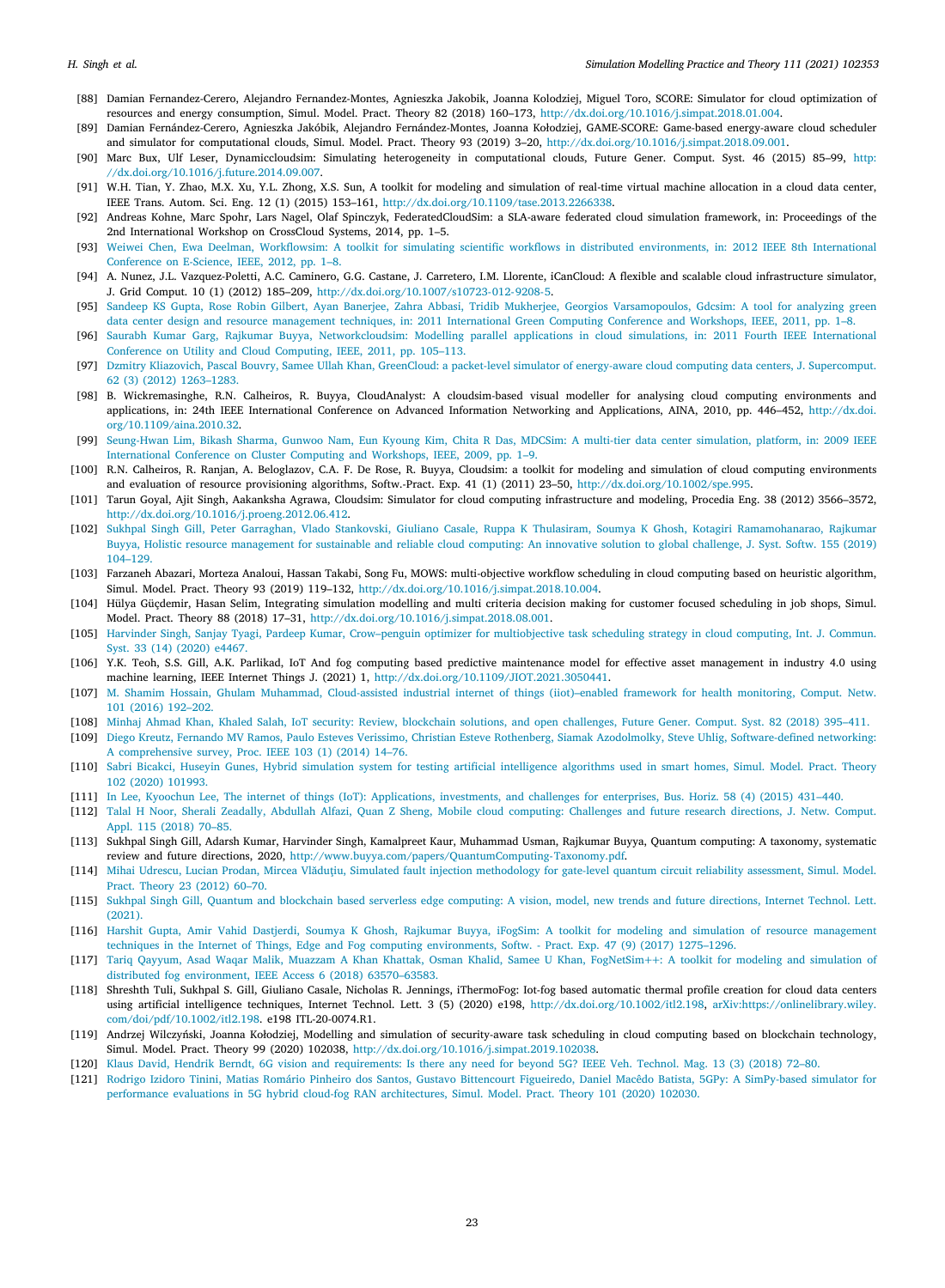[88] Damian Fernandez-Cerero, Alejandro Fernandez-Montes, Agnieszka Jakobik, Joanna Kolodziej, Miguel Toro, SCORE: Simulator for cloud optimization of resources and energy consumption, Simul. Model. Pract. Theory 82 (2018) 160–173, http://dx.doi.org/10.1016/j.simpat.2018.01.004.

[89] Damian Fernández-Cerero, Agnieszka Jakóbik, Alejandro Fernández-Montes, Joanna Kołodziej, GAME-SCORE: Game-based energy-aware cloud scheduler and simulator for computational clouds, Simul. Model. Pract. Theory 93 (2019) 3–20, http://dx.doi.org/10.1016/j.simpat.2018.09.001.

[90] Marc Bux, Ulf Leser, Dynamiccloudsim: Simulating heterogeneity in computational clouds, Future Gener. Comput. Syst. 46 (2015) 85–99, http://dx.doi.org/10.1016/j.future.2014.09.007.

[91] W.H. Tian, Y. Zhao, M.X. Xu, Y.L. Zhong, X.S. Sun, A toolkit for modeling and simulation of real-time virtual machine allocation in a cloud data center, IEEE Trans. Autom. Sci. Eng. 12 (1) (2015) 153–161, http://dx.doi.org/10.1109/tase.2013.2266338.

[92] Andreas Kohne, Marc Spohr, Lars Nagel, Olaf Spinczyk, FederatedCloudSim: a SLA-aware federated cloud simulation framework, in: Proceedings of the 2nd International Workshop on CrossCloud Systems, 2014, pp. 1–5.

[93] Weiwei Chen, Ewa Deelman, Workflowsim: A toolkit for simulating scientific workflows in distributed environments, in: 2012 IEEE 8th International Conference on E-Science, IEEE, 2012, pp. 1–8.

[94] A. Nunez, J.L. Vazquez-Poletti, A.C. Caminero, G.G. Castane, J. Carretero, I.M. Llorente, iCanCloud: A flexible and scalable cloud infrastructure simulator, J. Grid Comput. 10 (1) (2012) 185–209, http://dx.doi.org/10.1007/s10723-012-9208-5.

[95] Sandeep KS Gupta, Rose Robin Gilbert, Ayan Banerjee, Zahra Abbasi, Tridib Mukherjee, Georgios Varsamopoulos, Gdcsim: A tool for analyzing green data center design and resource management techniques, in: 2011 International Green Computing Conference and Workshops, IEEE, 2011, pp. 1–8.

[96] Saurabh Kumar Garg, Rajkumar Buyya, Networkcloudsim: Modelling parallel applications in cloud simulations, in: 2011 Fourth IEEE International Conference on Utility and Cloud Computing, IEEE, 2011, pp. 105–113.

[97] Dzmitry Kliazovich, Pascal Bouvry, Samee Ullah Khan, GreenCloud: a packet-level simulator of energy-aware cloud computing data centers, J. Supercomput. 62 (3) (2012) 1263–1283.

[98] B. Wickremasinghe, R.N. Calheiros, R. Buyya, CloudAnalyst: A cloudsim-based visual modeller for analysing cloud computing environments and applications, in: 24th IEEE International Conference on Advanced Information Networking and Applications, AINA, 2010, pp. 446–452, http://dx.doi.org/10.1109/aina.2010.32.

[99] Seung-Hwan Lim, Bikash Sharma, Gunwoo Nam, Eun Kyoung Kim, Chita R Das, MDCSim: A multi-tier data center simulation, platform, in: 2009 IEEE International Conference on Cluster Computing and Workshops, IEEE, 2009, pp. 1–9.

[100] R.N. Calheiros, R. Ranjan, A. Beloglazov, C.A. F. De Rose, R. Buyya, Cloudsim: a toolkit for modeling and simulation of cloud computing environments and evaluation of resource provisioning algorithms, Softw.-Pract. Exp. 41 (1) (2011) 23–50, http://dx.doi.org/10.1002/spe.995.

[101] Tarun Goyal, Ajit Singh, Aakanksha Agrawa, Cloudsim: Simulator for cloud computing infrastructure and modeling, Procedia Eng. 38 (2012) 3566–3572, http://dx.doi.org/10.1016/j.proeng.2012.06.412.

[102] Sukhpal Singh Gill, Peter Garraghan, Vlado Stankovski, Giuliano Casale, Ruppa K Thulasiram, Soumya K Ghosh, Kotagiri Ramamohanarao, Rajkumar Buyya, Holistic resource management for sustainable and reliable cloud computing: An innovative solution to global challenge, J. Syst. Softw. 155 (2019) 104–129.

[103] Farzaneh Abazari, Morteza Analoui, Hassan Takabi, Song Fu, MOWS: multi-objective workflow scheduling in cloud computing based on heuristic algorithm, Simul. Model. Pract. Theory 93 (2019) 119–132, http://dx.doi.org/10.1016/j.simpat.2018.10.004.

[104] Hülya Güçdemir, Hasan Selim, Integrating simulation modelling and multi criteria decision making for customer focused scheduling in job shops, Simul. Model. Pract. Theory 88 (2018) 17–31, http://dx.doi.org/10.1016/j.simpat.2018.08.001.

[105] Harvinder Singh, Sanjay Tyagi, Pardeep Kumar, Crow–penguin optimizer for multiobjective task scheduling strategy in cloud computing, Int. J. Commun. Syst. 33 (14) (2020) e4467.

[106] Y.K. Teoh, S.S. Gill, A.K. Parlikad, IoT And fog computing based predictive maintenance model for effective asset management in industry 4.0 using machine learning, IEEE Internet Things J. (2021) 1, http://dx.doi.org/10.1109/JIOT.2021.3050441.

[107] M. Shamim Hossain, Ghulam Muhammad, Cloud-assisted industrial internet of things (iiot)–enabled framework for health monitoring, Comput. Netw. 101 (2016) 192–202.

[108] Minhaj Ahmad Khan, Khaled Salah, IoT security: Review, blockchain solutions, and open challenges, Future Gener. Comput. Syst. 82 (2018) 395–411.

[109] Diego Kreutz, Fernando MV Ramos, Paulo Esteves Verissimo, Christian Esteve Rothenberg, Siamak Azodolmolky, Steve Uhlig, Software-defined networking: A comprehensive survey, Proc. IEEE 103 (1) (2014) 14–76.

[110] Sabri Bicakci, Huseyin Gunes, Hybrid simulation system for testing artificial intelligence algorithms used in smart homes, Simul. Model. Pract. Theory 102 (2020) 101993.

[111] In Lee, Kyoochun Lee, The internet of things (IoT): Applications, investments, and challenges for enterprises, Bus. Horiz. 58 (4) (2015) 431–440.

[112] Talal H Noor, Sherali Zeadally, Abdullah Alfazi, Quan Z Sheng, Mobile cloud computing: Challenges and future research directions, J. Netw. Comput. Appl. 115 (2018) 70–85.

[113] Sukhpal Singh Gill, Adarsh Kumar, Harvinder Singh, Kamalpreet Kaur, Muhammad Usman, Rajkumar Buyya, Quantum computing: A taxonomy, systematic review and future directions, 2020, http://www.buyya.com/papers/QuantumComputing-Taxonomy.pdf.

[114] Mihai Udrescu, Lucian Prodan, Mircea Vlăduţiu, Simulated fault injection methodology for gate-level quantum circuit reliability assessment, Simul. Model. Pract. Theory 23 (2012) 60–70.

[115] Sukhpal Singh Gill, Quantum and blockchain based serverless edge computing: A vision, model, new trends and future directions, Internet Technol. Lett. (2021).

[116] Harshit Gupta, Amir Vahid Dastjerdi, Soumya K Ghosh, Rajkumar Buyya, iFogSim: A toolkit for modeling and simulation of resource management techniques in the Internet of Things, Edge and Fog computing environments, Softw. - Pract. Exp. 47 (9) (2017) 1275–1296.

[117] Tariq Qayyum, Asad Waqar Malik, Muazzam A Khan Khattak, Osman Khalid, Samee U Khan, FogNetSim++: A toolkit for modeling and simulation of distributed fog environment, IEEE Access 6 (2018) 63570–63583.

[118] Shreshth Tuli, Sukhpal S. Gill, Giuliano Casale, Nicholas R. Jennings, iThermoFog: Iot-fog based automatic thermal profile creation for cloud data centers using artificial intelligence techniques, Internet Technol. Lett. 3 (5) (2020) e198, http://dx.doi.org/10.1002/itl2.198, arXiv:https://onlinelibrary.wiley.com/doi/pdf/10.1002/itl2.198. e198 ITL-20-0074.R1.

[119] Andrzej Wilczyński, Joanna Kołodziej, Modelling and simulation of security-aware task scheduling in cloud computing based on blockchain technology, Simul. Model. Pract. Theory 99 (2020) 102038, http://dx.doi.org/10.1016/j.simpat.2019.102038.

[120] Klaus David, Hendrik Berndt, 6G vision and requirements: Is there any need for beyond 5G? IEEE Veh. Technol. Mag. 13 (3) (2018) 72–80.

[121] Rodrigo Izidoro Tinini, Matias Romário Pinheiro dos Santos, Gustavo Bittencourt Figueiredo, Daniel Macêdo Batista, 5GPy: A SimPy-based simulator for performance evaluations in 5G hybrid cloud-fog RAN architectures, Simul. Model. Pract. Theory 101 (2020) 102030.